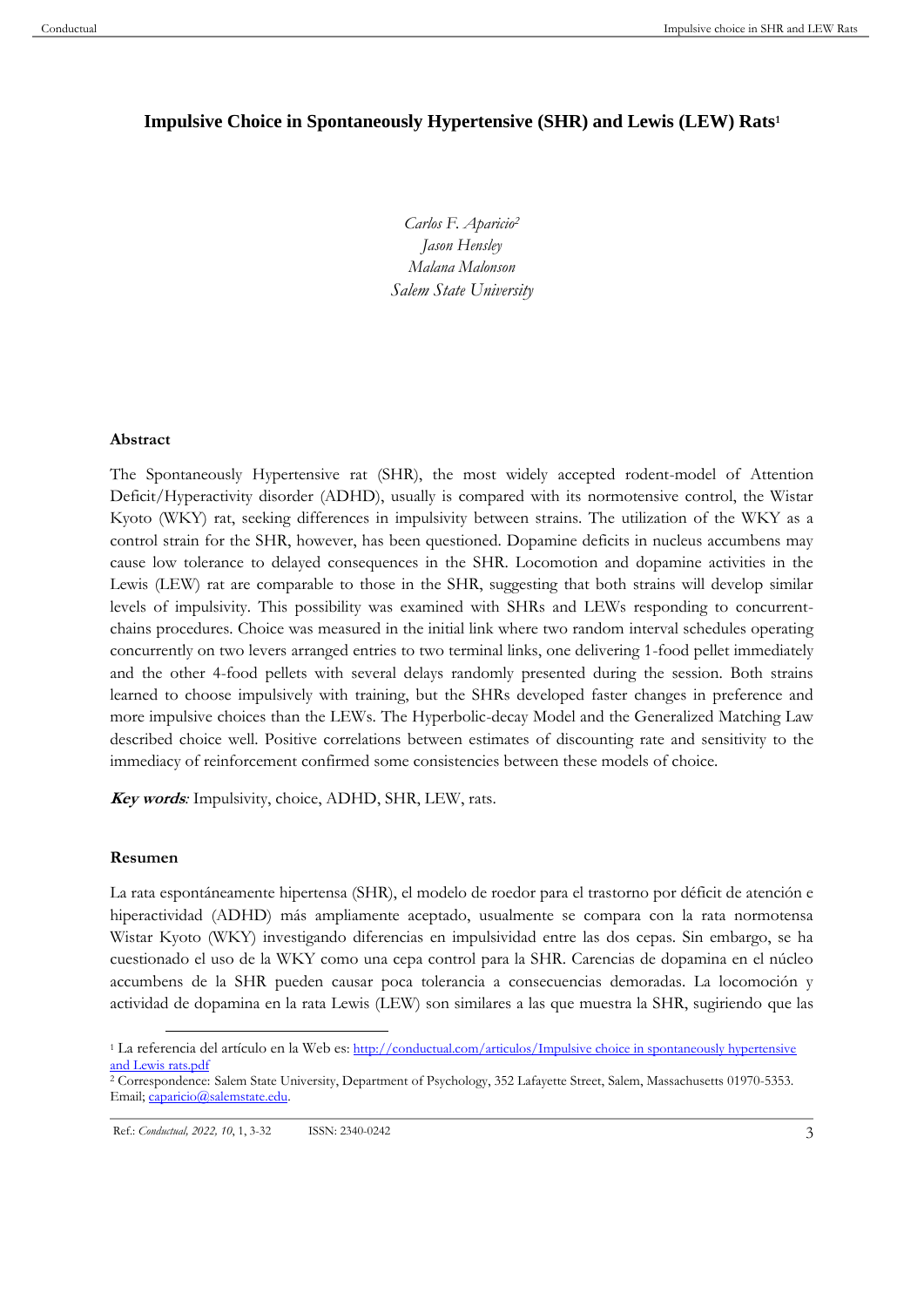# Impulsive Choice in Spontaneously Hypertensive (SHR) and Lewis (LEW) Rats[1]

*Carlos F. Aparicio[2]*
*Jason Hensley*
*Malana Malonson*
*Salem State University*

## Abstract

The Spontaneously Hypertensive rat (SHR), the most widely accepted rodent-model of Attention Deficit/Hyperactivity disorder (ADHD), usually is compared with its normotensive control, the Wistar Kyoto (WKY) rat, seeking differences in impulsivity between strains. The utilization of the WKY as a control strain for the SHR, however, has been questioned. Dopamine deficits in nucleus accumbens may cause low tolerance to delayed consequences in the SHR. Locomotion and dopamine activities in the Lewis (LEW) rat are comparable to those in the SHR, suggesting that both strains will develop similar levels of impulsivity. This possibility was examined with SHRs and LEWs responding to concurrent-chains procedures. Choice was measured in the initial link where two random interval schedules operating concurrently on two levers arranged entries to two terminal links, one delivering 1-food pellet immediately and the other 4-food pellets with several delays randomly presented during the session. Both strains learned to choose impulsively with training, but the SHRs developed faster changes in preference and more impulsive choices than the LEWs. The Hyperbolic-decay Model and the Generalized Matching Law described choice well. Positive correlations between estimates of discounting rate and sensitivity to the immediacy of reinforcement confirmed some consistencies between these models of choice.

***Key words**:* Impulsivity, choice, ADHD, SHR, LEW, rats.

## Resumen

La rata espontáneamente hipertensa (SHR), el modelo de roedor para el trastorno por déficit de atención e hiperactividad (ADHD) más ampliamente aceptado, usualmente se compara con la rata normotensa Wistar Kyoto (WKY) investigando diferencias en impulsividad entre las dos cepas. Sin embargo, se ha cuestionado el uso de la WKY como una cepa control para la SHR. Carencias de dopamina en el núcleo accumbens de la SHR pueden causar poca tolerancia a consecuencias demoradas. La locomoción y actividad de dopamina en la rata Lewis (LEW) son similares a las que muestra la SHR, sugiriendo que las

---

[1] La referencia del artículo en la Web es: http://conductual.com/articulos/Impulsive choice in spontaneously hypertensive and Lewis rats.pdf

[2] Correspondence: Salem State University, Department of Psychology, 352 Lafayette Street, Salem, Massachusetts 01970-5353. Email; caparicio@salemstate.edu.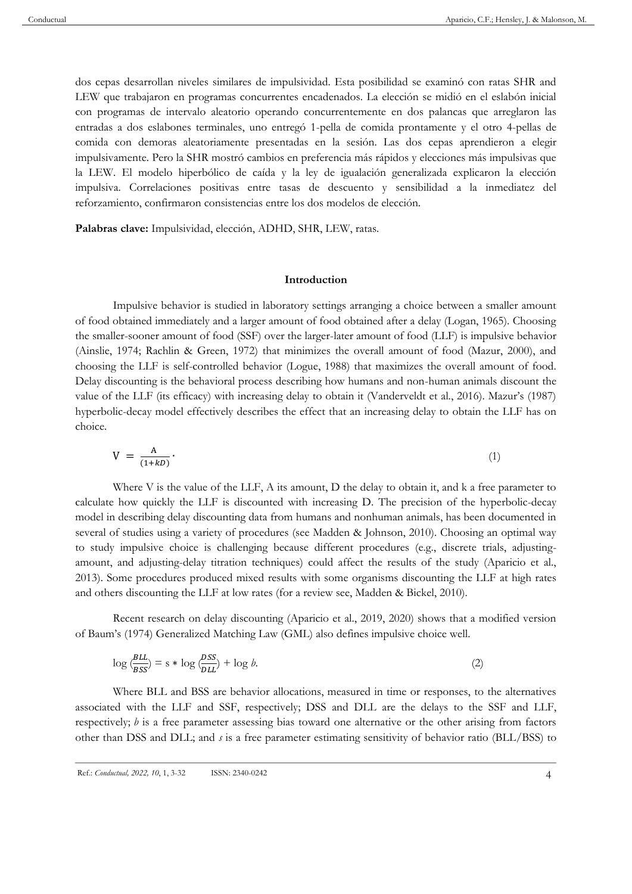dos cepas desarrollan niveles similares de impulsividad. Esta posibilidad se examinó con ratas SHR and LEW que trabajaron en programas concurrentes encadenados. La elección se midió en el eslabón inicial con programas de intervalo aleatorio operando concurrentemente en dos palancas que arreglaron las entradas a dos eslabones terminales, uno entregó 1-pella de comida prontamente y el otro 4-pellas de comida con demoras aleatoriamente presentadas en la sesión. Las dos cepas aprendieron a elegir impulsivamente. Pero la SHR mostró cambios en preferencia más rápidos y elecciones más impulsivas que la LEW. El modelo hiperbólico de caída y la ley de igualación generalizada explicaron la elección impulsiva. Correlaciones positivas entre tasas de descuento y sensibilidad a la inmediatez del reforzamiento, confirmaron consistencias entre los dos modelos de elección.

**Palabras clave:** Impulsividad, elección, ADHD, SHR, LEW, ratas.

## Introduction

Impulsive behavior is studied in laboratory settings arranging a choice between a smaller amount of food obtained immediately and a larger amount of food obtained after a delay (Logan, 1965). Choosing the smaller-sooner amount of food (SSF) over the larger-later amount of food (LLF) is impulsive behavior (Ainslie, 1974; Rachlin & Green, 1972) that minimizes the overall amount of food (Mazur, 2000), and choosing the LLF is self-controlled behavior (Logue, 1988) that maximizes the overall amount of food. Delay discounting is the behavioral process describing how humans and non-human animals discount the value of the LLF (its efficacy) with increasing delay to obtain it (Vanderveldt et al., 2016). Mazur's (1987) hyperbolic-decay model effectively describes the effect that an increasing delay to obtain the LLF has on choice.

$$V = \frac{A}{(1+kD)}. \tag{1}$$

Where V is the value of the LLF, A its amount, D the delay to obtain it, and k a free parameter to calculate how quickly the LLF is discounted with increasing D. The precision of the hyperbolic-decay model in describing delay discounting data from humans and nonhuman animals, has been documented in several of studies using a variety of procedures (see Madden & Johnson, 2010). Choosing an optimal way to study impulsive choice is challenging because different procedures (e.g., discrete trials, adjusting-amount, and adjusting-delay titration techniques) could affect the results of the study (Aparicio et al., 2013). Some procedures produced mixed results with some organisms discounting the LLF at high rates and others discounting the LLF at low rates (for a review see, Madden & Bickel, 2010).

Recent research on delay discounting (Aparicio et al., 2019, 2020) shows that a modified version of Baum's (1974) Generalized Matching Law (GML) also defines impulsive choice well.

$$\log\left(\frac{BLL}{BSS}\right) = s * \log\left(\frac{DSS}{DLL}\right) + \log b. \tag{2}$$

Where BLL and BSS are behavior allocations, measured in time or responses, to the alternatives associated with the LLF and SSF, respectively; DSS and DLL are the delays to the SSF and LLF, respectively; *b* is a free parameter assessing bias toward one alternative or the other arising from factors other than DSS and DLL; and *s* is a free parameter estimating sensitivity of behavior ratio (BLL/BSS) to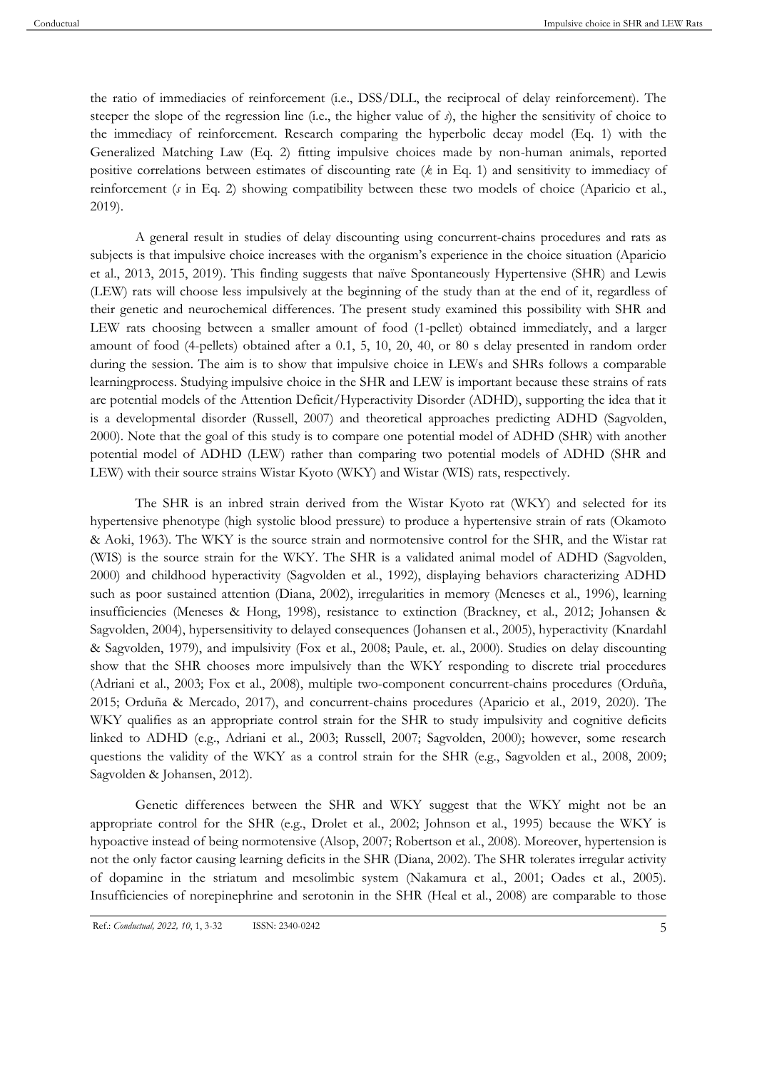the ratio of immediacies of reinforcement (i.e., DSS/DLL, the reciprocal of delay reinforcement). The steeper the slope of the regression line (i.e., the higher value of *s*), the higher the sensitivity of choice to the immediacy of reinforcement. Research comparing the hyperbolic decay model (Eq. 1) with the Generalized Matching Law (Eq. 2) fitting impulsive choices made by non-human animals, reported positive correlations between estimates of discounting rate (*k* in Eq. 1) and sensitivity to immediacy of reinforcement (*s* in Eq. 2) showing compatibility between these two models of choice (Aparicio et al., 2019).

A general result in studies of delay discounting using concurrent-chains procedures and rats as subjects is that impulsive choice increases with the organism's experience in the choice situation (Aparicio et al., 2013, 2015, 2019). This finding suggests that naïve Spontaneously Hypertensive (SHR) and Lewis (LEW) rats will choose less impulsively at the beginning of the study than at the end of it, regardless of their genetic and neurochemical differences. The present study examined this possibility with SHR and LEW rats choosing between a smaller amount of food (1-pellet) obtained immediately, and a larger amount of food (4-pellets) obtained after a 0.1, 5, 10, 20, 40, or 80 s delay presented in random order during the session. The aim is to show that impulsive choice in LEWs and SHRs follows a comparable learningprocess. Studying impulsive choice in the SHR and LEW is important because these strains of rats are potential models of the Attention Deficit/Hyperactivity Disorder (ADHD), supporting the idea that it is a developmental disorder (Russell, 2007) and theoretical approaches predicting ADHD (Sagvolden, 2000). Note that the goal of this study is to compare one potential model of ADHD (SHR) with another potential model of ADHD (LEW) rather than comparing two potential models of ADHD (SHR and LEW) with their source strains Wistar Kyoto (WKY) and Wistar (WIS) rats, respectively.

The SHR is an inbred strain derived from the Wistar Kyoto rat (WKY) and selected for its hypertensive phenotype (high systolic blood pressure) to produce a hypertensive strain of rats (Okamoto & Aoki, 1963). The WKY is the source strain and normotensive control for the SHR, and the Wistar rat (WIS) is the source strain for the WKY. The SHR is a validated animal model of ADHD (Sagvolden, 2000) and childhood hyperactivity (Sagvolden et al., 1992), displaying behaviors characterizing ADHD such as poor sustained attention (Diana, 2002), irregularities in memory (Meneses et al., 1996), learning insufficiencies (Meneses & Hong, 1998), resistance to extinction (Brackney, et al., 2012; Johansen & Sagvolden, 2004), hypersensitivity to delayed consequences (Johansen et al., 2005), hyperactivity (Knardahl & Sagvolden, 1979), and impulsivity (Fox et al., 2008; Paule, et. al., 2000). Studies on delay discounting show that the SHR chooses more impulsively than the WKY responding to discrete trial procedures (Adriani et al., 2003; Fox et al., 2008), multiple two-component concurrent-chains procedures (Orduña, 2015; Orduña & Mercado, 2017), and concurrent-chains procedures (Aparicio et al., 2019, 2020). The WKY qualifies as an appropriate control strain for the SHR to study impulsivity and cognitive deficits linked to ADHD (e.g., Adriani et al., 2003; Russell, 2007; Sagvolden, 2000); however, some research questions the validity of the WKY as a control strain for the SHR (e.g., Sagvolden et al., 2008, 2009; Sagvolden & Johansen, 2012).

Genetic differences between the SHR and WKY suggest that the WKY might not be an appropriate control for the SHR (e.g., Drolet et al., 2002; Johnson et al., 1995) because the WKY is hypoactive instead of being normotensive (Alsop, 2007; Robertson et al., 2008). Moreover, hypertension is not the only factor causing learning deficits in the SHR (Diana, 2002). The SHR tolerates irregular activity of dopamine in the striatum and mesolimbic system (Nakamura et al., 2001; Oades et al., 2005). Insufficiencies of norepinephrine and serotonin in the SHR (Heal et al., 2008) are comparable to those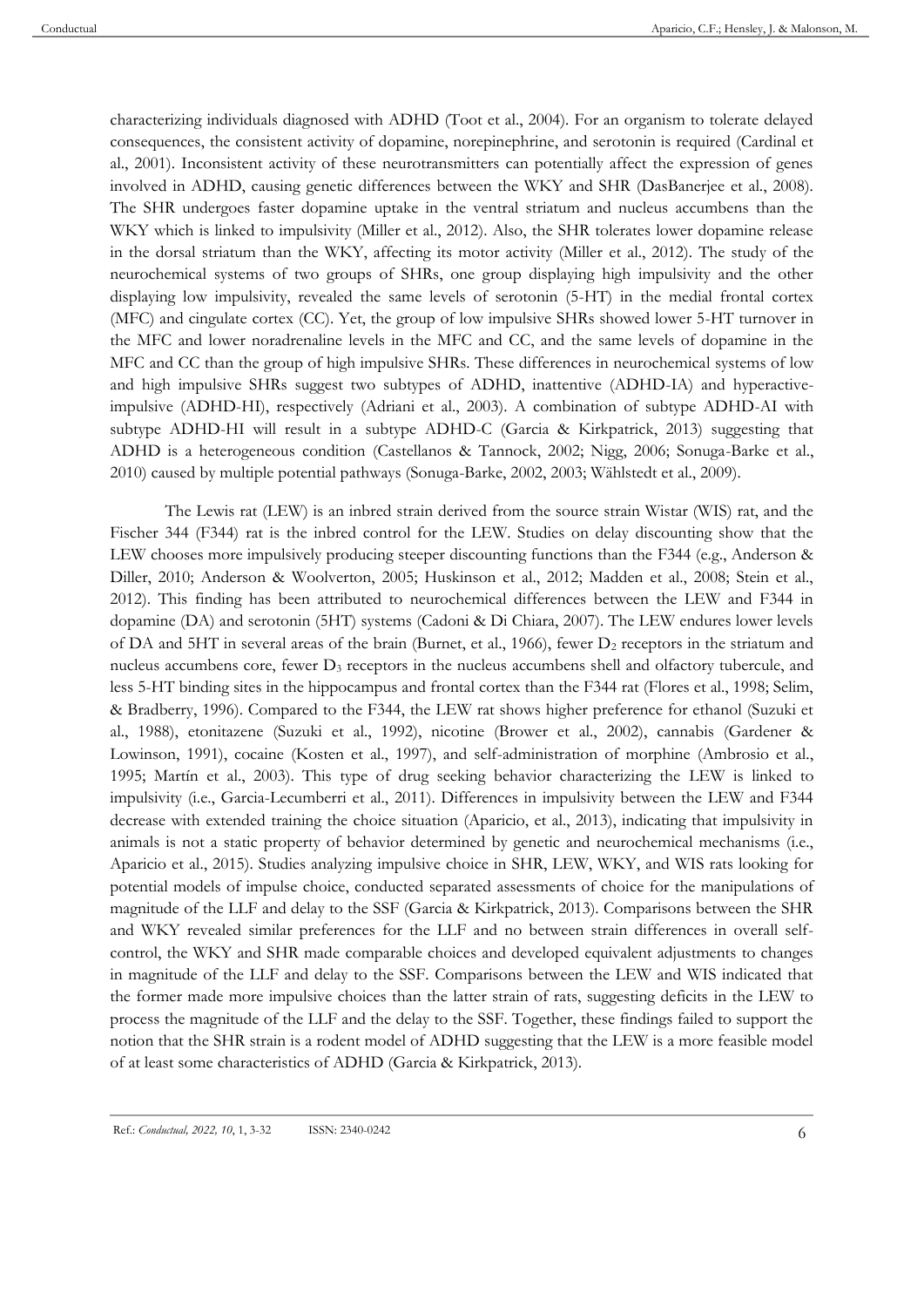characterizing individuals diagnosed with ADHD (Toot et al., 2004). For an organism to tolerate delayed consequences, the consistent activity of dopamine, norepinephrine, and serotonin is required (Cardinal et al., 2001). Inconsistent activity of these neurotransmitters can potentially affect the expression of genes involved in ADHD, causing genetic differences between the WKY and SHR (DasBanerjee et al., 2008). The SHR undergoes faster dopamine uptake in the ventral striatum and nucleus accumbens than the WKY which is linked to impulsivity (Miller et al., 2012). Also, the SHR tolerates lower dopamine release in the dorsal striatum than the WKY, affecting its motor activity (Miller et al., 2012). The study of the neurochemical systems of two groups of SHRs, one group displaying high impulsivity and the other displaying low impulsivity, revealed the same levels of serotonin (5-HT) in the medial frontal cortex (MFC) and cingulate cortex (CC). Yet, the group of low impulsive SHRs showed lower 5-HT turnover in the MFC and lower noradrenaline levels in the MFC and CC, and the same levels of dopamine in the MFC and CC than the group of high impulsive SHRs. These differences in neurochemical systems of low and high impulsive SHRs suggest two subtypes of ADHD, inattentive (ADHD-IA) and hyperactive-impulsive (ADHD-HI), respectively (Adriani et al., 2003). A combination of subtype ADHD-AI with subtype ADHD-HI will result in a subtype ADHD-C (Garcia & Kirkpatrick, 2013) suggesting that ADHD is a heterogeneous condition (Castellanos & Tannock, 2002; Nigg, 2006; Sonuga-Barke et al., 2010) caused by multiple potential pathways (Sonuga-Barke, 2002, 2003; Wåhlstedt et al., 2009).

The Lewis rat (LEW) is an inbred strain derived from the source strain Wistar (WIS) rat, and the Fischer 344 (F344) rat is the inbred control for the LEW. Studies on delay discounting show that the LEW chooses more impulsively producing steeper discounting functions than the F344 (e.g., Anderson & Diller, 2010; Anderson & Woolverton, 2005; Huskinson et al., 2012; Madden et al., 2008; Stein et al., 2012). This finding has been attributed to neurochemical differences between the LEW and F344 in dopamine (DA) and serotonin (5HT) systems (Cadoni & Di Chiara, 2007). The LEW endures lower levels of DA and 5HT in several areas of the brain (Burnet, et al., 1966), fewer $D_2$ receptors in the striatum and nucleus accumbens core, fewer $D_3$ receptors in the nucleus accumbens shell and olfactory tubercule, and less 5-HT binding sites in the hippocampus and frontal cortex than the F344 rat (Flores et al., 1998; Selim, & Bradberry, 1996). Compared to the F344, the LEW rat shows higher preference for ethanol (Suzuki et al., 1988), etonitazene (Suzuki et al., 1992), nicotine (Brower et al., 2002), cannabis (Gardener & Lowinson, 1991), cocaine (Kosten et al., 1997), and self-administration of morphine (Ambrosio et al., 1995; Martín et al., 2003). This type of drug seeking behavior characterizing the LEW is linked to impulsivity (i.e., Garcia-Lecumberri et al., 2011). Differences in impulsivity between the LEW and F344 decrease with extended training the choice situation (Aparicio, et al., 2013), indicating that impulsivity in animals is not a static property of behavior determined by genetic and neurochemical mechanisms (i.e., Aparicio et al., 2015). Studies analyzing impulsive choice in SHR, LEW, WKY, and WIS rats looking for potential models of impulse choice, conducted separated assessments of choice for the manipulations of magnitude of the LLF and delay to the SSF (Garcia & Kirkpatrick, 2013). Comparisons between the SHR and WKY revealed similar preferences for the LLF and no between strain differences in overall self-control, the WKY and SHR made comparable choices and developed equivalent adjustments to changes in magnitude of the LLF and delay to the SSF. Comparisons between the LEW and WIS indicated that the former made more impulsive choices than the latter strain of rats, suggesting deficits in the LEW to process the magnitude of the LLF and the delay to the SSF. Together, these findings failed to support the notion that the SHR strain is a rodent model of ADHD suggesting that the LEW is a more feasible model of at least some characteristics of ADHD (Garcia & Kirkpatrick, 2013).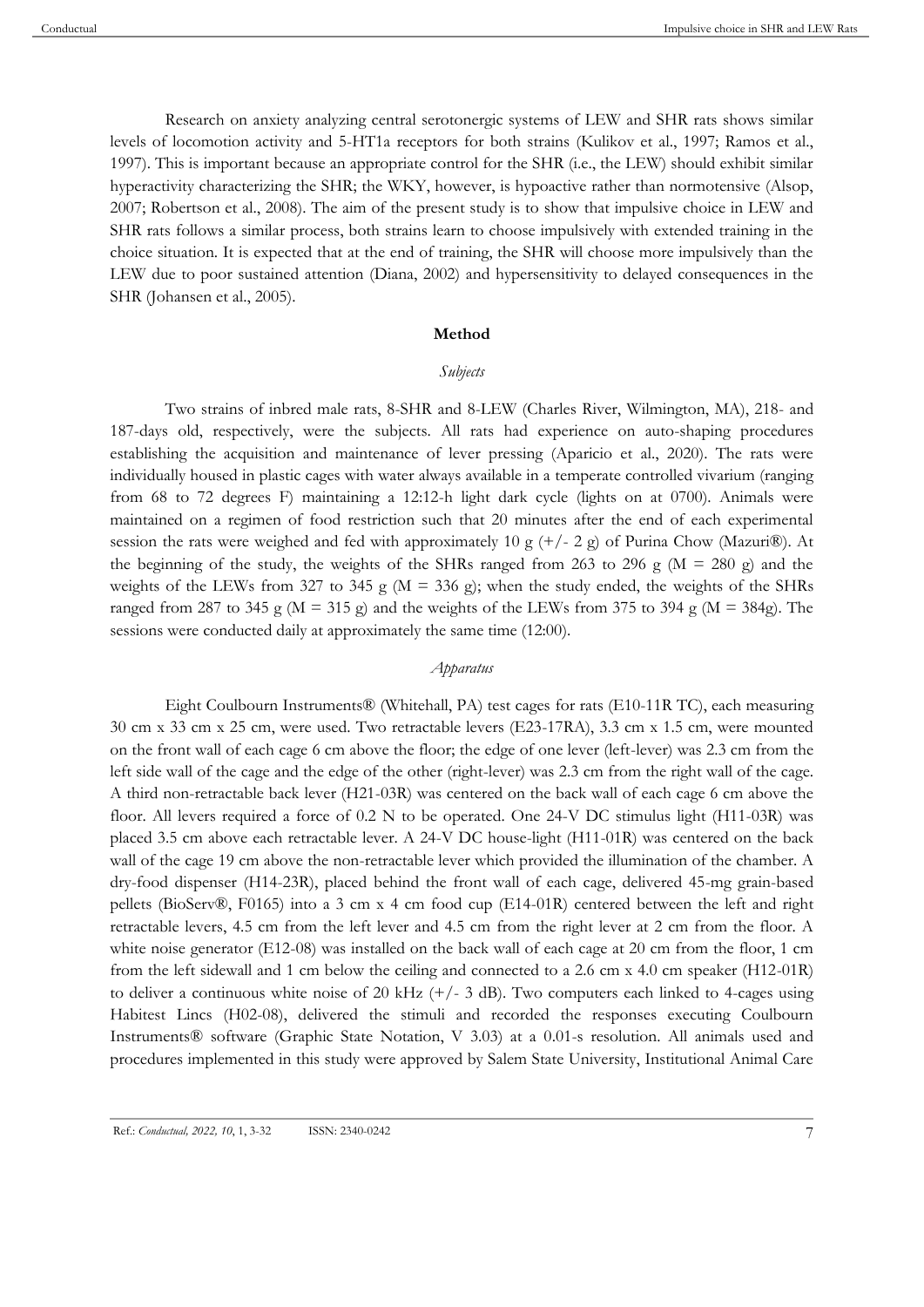Research on anxiety analyzing central serotonergic systems of LEW and SHR rats shows similar levels of locomotion activity and 5-HT1a receptors for both strains (Kulikov et al., 1997; Ramos et al., 1997). This is important because an appropriate control for the SHR (i.e., the LEW) should exhibit similar hyperactivity characterizing the SHR; the WKY, however, is hypoactive rather than normotensive (Alsop, 2007; Robertson et al., 2008). The aim of the present study is to show that impulsive choice in LEW and SHR rats follows a similar process, both strains learn to choose impulsively with extended training in the choice situation. It is expected that at the end of training, the SHR will choose more impulsively than the LEW due to poor sustained attention (Diana, 2002) and hypersensitivity to delayed consequences in the SHR (Johansen et al., 2005).

## Method

### *Subjects*

Two strains of inbred male rats, 8-SHR and 8-LEW (Charles River, Wilmington, MA), 218- and 187-days old, respectively, were the subjects. All rats had experience on auto-shaping procedures establishing the acquisition and maintenance of lever pressing (Aparicio et al., 2020). The rats were individually housed in plastic cages with water always available in a temperate controlled vivarium (ranging from 68 to 72 degrees F) maintaining a 12:12-h light dark cycle (lights on at 0700). Animals were maintained on a regimen of food restriction such that 20 minutes after the end of each experimental session the rats were weighed and fed with approximately 10 g (+/- 2 g) of Purina Chow (Mazuri®). At the beginning of the study, the weights of the SHRs ranged from 263 to 296 g (M = 280 g) and the weights of the LEWs from 327 to 345 g (M = 336 g); when the study ended, the weights of the SHRs ranged from 287 to 345 g (M = 315 g) and the weights of the LEWs from 375 to 394 g (M = 384g). The sessions were conducted daily at approximately the same time (12:00).

### *Apparatus*

Eight Coulbourn Instruments® (Whitehall, PA) test cages for rats (E10-11R TC), each measuring 30 cm x 33 cm x 25 cm, were used. Two retractable levers (E23-17RA), 3.3 cm x 1.5 cm, were mounted on the front wall of each cage 6 cm above the floor; the edge of one lever (left-lever) was 2.3 cm from the left side wall of the cage and the edge of the other (right-lever) was 2.3 cm from the right wall of the cage. A third non-retractable back lever (H21-03R) was centered on the back wall of each cage 6 cm above the floor. All levers required a force of 0.2 N to be operated. One 24-V DC stimulus light (H11-03R) was placed 3.5 cm above each retractable lever. A 24-V DC house-light (H11-01R) was centered on the back wall of the cage 19 cm above the non-retractable lever which provided the illumination of the chamber. A dry-food dispenser (H14-23R), placed behind the front wall of each cage, delivered 45-mg grain-based pellets (BioServ®, F0165) into a 3 cm x 4 cm food cup (E14-01R) centered between the left and right retractable levers, 4.5 cm from the left lever and 4.5 cm from the right lever at 2 cm from the floor. A white noise generator (E12-08) was installed on the back wall of each cage at 20 cm from the floor, 1 cm from the left sidewall and 1 cm below the ceiling and connected to a 2.6 cm x 4.0 cm speaker (H12-01R) to deliver a continuous white noise of 20 kHz (+/- 3 dB). Two computers each linked to 4-cages using Habitest Lincs (H02-08), delivered the stimuli and recorded the responses executing Coulbourn Instruments® software (Graphic State Notation, V 3.03) at a 0.01-s resolution. All animals used and procedures implemented in this study were approved by Salem State University, Institutional Animal Care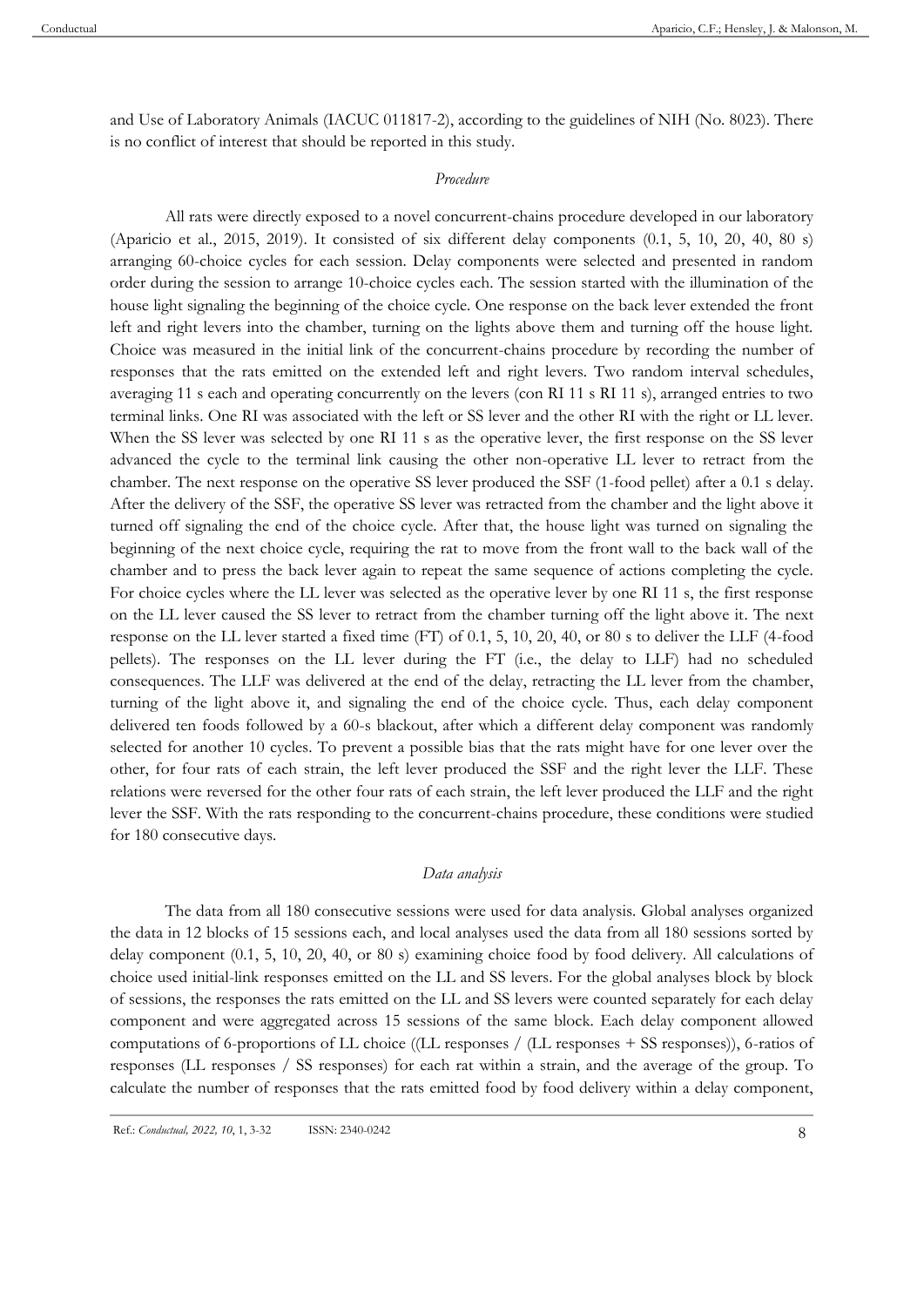and Use of Laboratory Animals (IACUC 011817-2), according to the guidelines of NIH (No. 8023). There is no conflict of interest that should be reported in this study.

### *Procedure*

All rats were directly exposed to a novel concurrent-chains procedure developed in our laboratory (Aparicio et al., 2015, 2019). It consisted of six different delay components (0.1, 5, 10, 20, 40, 80 s) arranging 60-choice cycles for each session. Delay components were selected and presented in random order during the session to arrange 10-choice cycles each. The session started with the illumination of the house light signaling the beginning of the choice cycle. One response on the back lever extended the front left and right levers into the chamber, turning on the lights above them and turning off the house light. Choice was measured in the initial link of the concurrent-chains procedure by recording the number of responses that the rats emitted on the extended left and right levers. Two random interval schedules, averaging 11 s each and operating concurrently on the levers (con RI 11 s RI 11 s), arranged entries to two terminal links. One RI was associated with the left or SS lever and the other RI with the right or LL lever. When the SS lever was selected by one RI 11 s as the operative lever, the first response on the SS lever advanced the cycle to the terminal link causing the other non-operative LL lever to retract from the chamber. The next response on the operative SS lever produced the SSF (1-food pellet) after a 0.1 s delay. After the delivery of the SSF, the operative SS lever was retracted from the chamber and the light above it turned off signaling the end of the choice cycle. After that, the house light was turned on signaling the beginning of the next choice cycle, requiring the rat to move from the front wall to the back wall of the chamber and to press the back lever again to repeat the same sequence of actions completing the cycle. For choice cycles where the LL lever was selected as the operative lever by one RI 11 s, the first response on the LL lever caused the SS lever to retract from the chamber turning off the light above it. The next response on the LL lever started a fixed time (FT) of 0.1, 5, 10, 20, 40, or 80 s to deliver the LLF (4-food pellets). The responses on the LL lever during the FT (i.e., the delay to LLF) had no scheduled consequences. The LLF was delivered at the end of the delay, retracting the LL lever from the chamber, turning of the light above it, and signaling the end of the choice cycle. Thus, each delay component delivered ten foods followed by a 60-s blackout, after which a different delay component was randomly selected for another 10 cycles. To prevent a possible bias that the rats might have for one lever over the other, for four rats of each strain, the left lever produced the SSF and the right lever the LLF. These relations were reversed for the other four rats of each strain, the left lever produced the LLF and the right lever the SSF. With the rats responding to the concurrent-chains procedure, these conditions were studied for 180 consecutive days.

### *Data analysis*

The data from all 180 consecutive sessions were used for data analysis. Global analyses organized the data in 12 blocks of 15 sessions each, and local analyses used the data from all 180 sessions sorted by delay component (0.1, 5, 10, 20, 40, or 80 s) examining choice food by food delivery. All calculations of choice used initial-link responses emitted on the LL and SS levers. For the global analyses block by block of sessions, the responses the rats emitted on the LL and SS levers were counted separately for each delay component and were aggregated across 15 sessions of the same block. Each delay component allowed computations of 6-proportions of LL choice ((LL responses / (LL responses + SS responses)), 6-ratios of responses (LL responses / SS responses) for each rat within a strain, and the average of the group. To calculate the number of responses that the rats emitted food by food delivery within a delay component,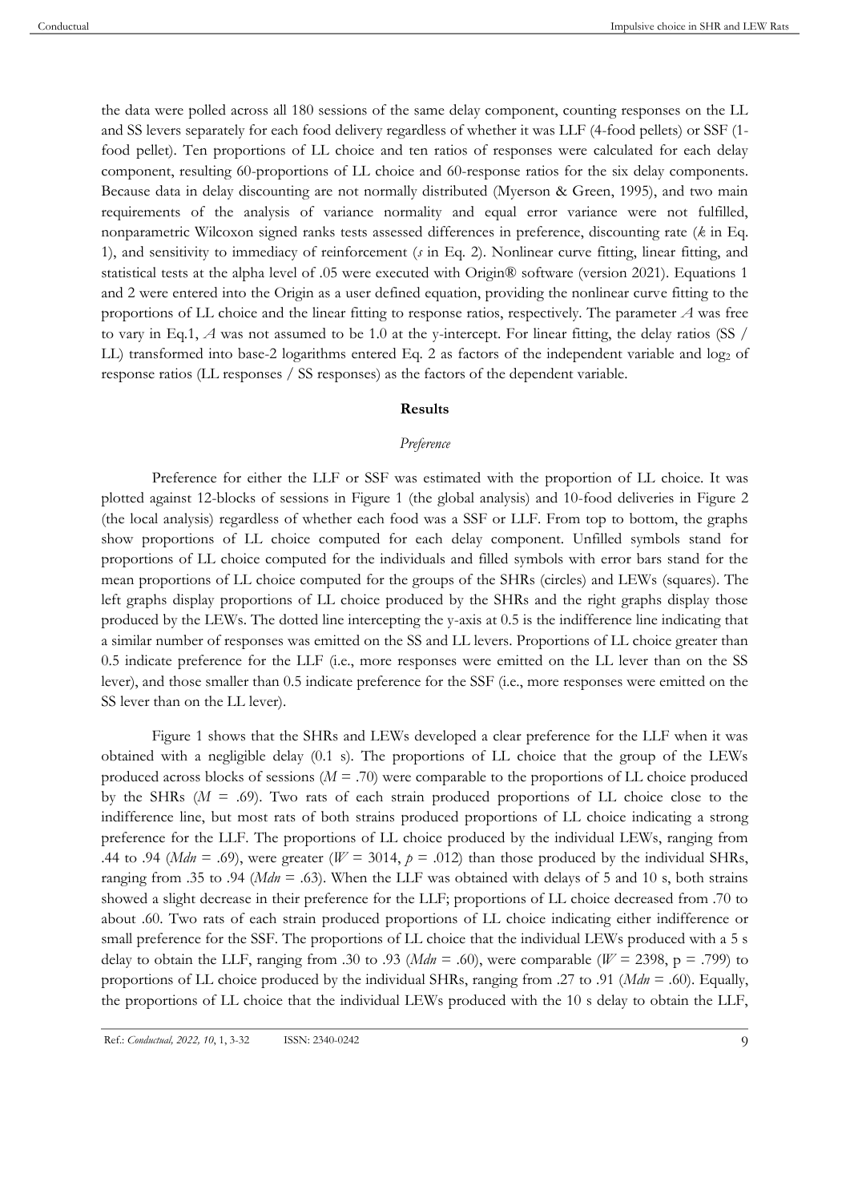the data were polled across all 180 sessions of the same delay component, counting responses on the LL and SS levers separately for each food delivery regardless of whether it was LLF (4-food pellets) or SSF (1-food pellet). Ten proportions of LL choice and ten ratios of responses were calculated for each delay component, resulting 60-proportions of LL choice and 60-response ratios for the six delay components. Because data in delay discounting are not normally distributed (Myerson & Green, 1995), and two main requirements of the analysis of variance normality and equal error variance were not fulfilled, nonparametric Wilcoxon signed ranks tests assessed differences in preference, discounting rate ($k$ in Eq. 1), and sensitivity to immediacy of reinforcement ($s$ in Eq. 2). Nonlinear curve fitting, linear fitting, and statistical tests at the alpha level of .05 were executed with Origin® software (version 2021). Equations 1 and 2 were entered into the Origin as a user defined equation, providing the nonlinear curve fitting to the proportions of LL choice and the linear fitting to response ratios, respectively. The parameter $A$ was free to vary in Eq.1, $A$ was not assumed to be 1.0 at the y-intercept. For linear fitting, the delay ratios (SS / LL) transformed into base-2 logarithms entered Eq. 2 as factors of the independent variable and $\log_2$ of response ratios (LL responses / SS responses) as the factors of the dependent variable.

## Results

### *Preference*

Preference for either the LLF or SSF was estimated with the proportion of LL choice. It was plotted against 12-blocks of sessions in Figure 1 (the global analysis) and 10-food deliveries in Figure 2 (the local analysis) regardless of whether each food was a SSF or LLF. From top to bottom, the graphs show proportions of LL choice computed for each delay component. Unfilled symbols stand for proportions of LL choice computed for the individuals and filled symbols with error bars stand for the mean proportions of LL choice computed for the groups of the SHRs (circles) and LEWs (squares). The left graphs display proportions of LL choice produced by the SHRs and the right graphs display those produced by the LEWs. The dotted line intercepting the y-axis at 0.5 is the indifference line indicating that a similar number of responses was emitted on the SS and LL levers. Proportions of LL choice greater than 0.5 indicate preference for the LLF (i.e., more responses were emitted on the LL lever than on the SS lever), and those smaller than 0.5 indicate preference for the SSF (i.e., more responses were emitted on the SS lever than on the LL lever).

Figure 1 shows that the SHRs and LEWs developed a clear preference for the LLF when it was obtained with a negligible delay (0.1 s). The proportions of LL choice that the group of the LEWs produced across blocks of sessions ($M$ = .70) were comparable to the proportions of LL choice produced by the SHRs ($M$ = .69). Two rats of each strain produced proportions of LL choice close to the indifference line, but most rats of both strains produced proportions of LL choice indicating a strong preference for the LLF. The proportions of LL choice produced by the individual LEWs, ranging from .44 to .94 ($Mdn$ = .69), were greater ($W$ = 3014, $p$ = .012) than those produced by the individual SHRs, ranging from .35 to .94 ($Mdn$ = .63). When the LLF was obtained with delays of 5 and 10 s, both strains showed a slight decrease in their preference for the LLF; proportions of LL choice decreased from .70 to about .60. Two rats of each strain produced proportions of LL choice indicating either indifference or small preference for the SSF. The proportions of LL choice that the individual LEWs produced with a 5 s delay to obtain the LLF, ranging from .30 to .93 ($Mdn$ = .60), were comparable ($W$ = 2398, p = .799) to proportions of LL choice produced by the individual SHRs, ranging from .27 to .91 ($Mdn$ = .60). Equally, the proportions of LL choice that the individual LEWs produced with the 10 s delay to obtain the LLF,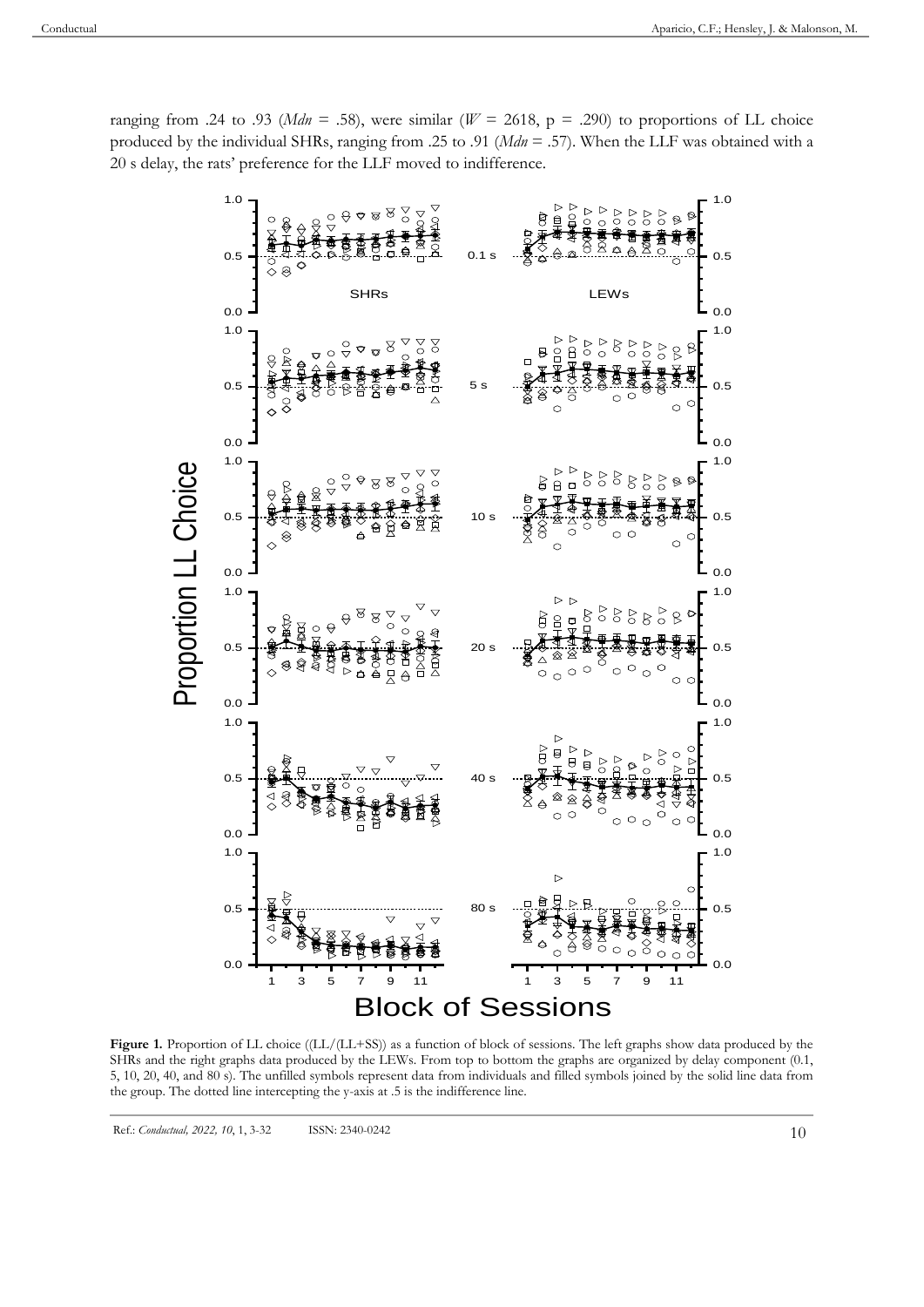ranging from .24 to .93 (*Mdn* = .58), were similar ($W$ = 2618, p = .290) to proportions of LL choice produced by the individual SHRs, ranging from .25 to .91 (*Mdn* = .57). When the LLF was obtained with a 20 s delay, the rats' preference for the LLF moved to indifference.

**Figure 1.** Proportion of LL choice ((LL/(LL+SS)) as a function of block of sessions. The left graphs show data produced by the SHRs and the right graphs data produced by the LEWs. From top to bottom the graphs are organized by delay component (0.1, 5, 10, 20, 40, and 80 s). The unfilled symbols represent data from individuals and filled symbols joined by the solid line data from the group. The dotted line intercepting the y-axis at .5 is the indifference line.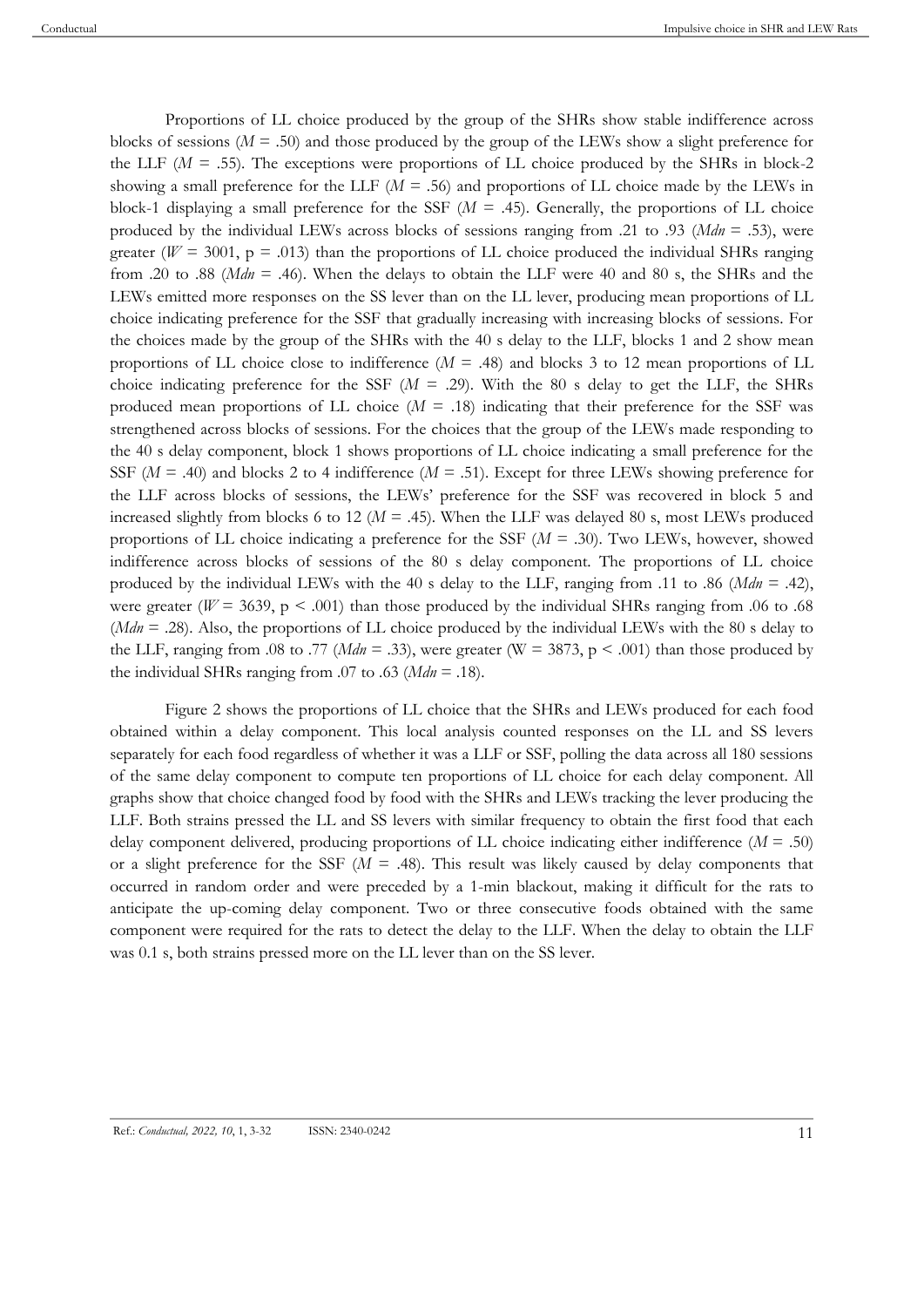Proportions of LL choice produced by the group of the SHRs show stable indifference across blocks of sessions (*M* = .50) and those produced by the group of the LEWs show a slight preference for the LLF (*M* = .55). The exceptions were proportions of LL choice produced by the SHRs in block-2 showing a small preference for the LLF (*M* = .56) and proportions of LL choice made by the LEWs in block-1 displaying a small preference for the SSF (*M* = .45). Generally, the proportions of LL choice produced by the individual LEWs across blocks of sessions ranging from .21 to .93 (*Mdn* = .53), were greater (*W* = 3001, p = .013) than the proportions of LL choice produced the individual SHRs ranging from .20 to .88 (*Mdn* = .46). When the delays to obtain the LLF were 40 and 80 s, the SHRs and the LEWs emitted more responses on the SS lever than on the LL lever, producing mean proportions of LL choice indicating preference for the SSF that gradually increasing with increasing blocks of sessions. For the choices made by the group of the SHRs with the 40 s delay to the LLF, blocks 1 and 2 show mean proportions of LL choice close to indifference (*M* = .48) and blocks 3 to 12 mean proportions of LL choice indicating preference for the SSF (*M* = .29). With the 80 s delay to get the LLF, the SHRs produced mean proportions of LL choice (*M* = .18) indicating that their preference for the SSF was strengthened across blocks of sessions. For the choices that the group of the LEWs made responding to the 40 s delay component, block 1 shows proportions of LL choice indicating a small preference for the SSF (*M* = .40) and blocks 2 to 4 indifference (*M* = .51). Except for three LEWs showing preference for the LLF across blocks of sessions, the LEWs' preference for the SSF was recovered in block 5 and increased slightly from blocks 6 to 12 (*M* = .45). When the LLF was delayed 80 s, most LEWs produced proportions of LL choice indicating a preference for the SSF (*M* = .30). Two LEWs, however, showed indifference across blocks of sessions of the 80 s delay component. The proportions of LL choice produced by the individual LEWs with the 40 s delay to the LLF, ranging from .11 to .86 (*Mdn* = .42), were greater (*W* = 3639, p < .001) than those produced by the individual SHRs ranging from .06 to .68 (*Mdn* = .28). Also, the proportions of LL choice produced by the individual LEWs with the 80 s delay to the LLF, ranging from .08 to .77 (*Mdn* = .33), were greater (W = 3873, p < .001) than those produced by the individual SHRs ranging from .07 to .63 (*Mdn* = .18).

Figure 2 shows the proportions of LL choice that the SHRs and LEWs produced for each food obtained within a delay component. This local analysis counted responses on the LL and SS levers separately for each food regardless of whether it was a LLF or SSF, polling the data across all 180 sessions of the same delay component to compute ten proportions of LL choice for each delay component. All graphs show that choice changed food by food with the SHRs and LEWs tracking the lever producing the LLF. Both strains pressed the LL and SS levers with similar frequency to obtain the first food that each delay component delivered, producing proportions of LL choice indicating either indifference (*M* = .50) or a slight preference for the SSF (*M* = .48). This result was likely caused by delay components that occurred in random order and were preceded by a 1-min blackout, making it difficult for the rats to anticipate the up-coming delay component. Two or three consecutive foods obtained with the same component were required for the rats to detect the delay to the LLF. When the delay to obtain the LLF was 0.1 s, both strains pressed more on the LL lever than on the SS lever.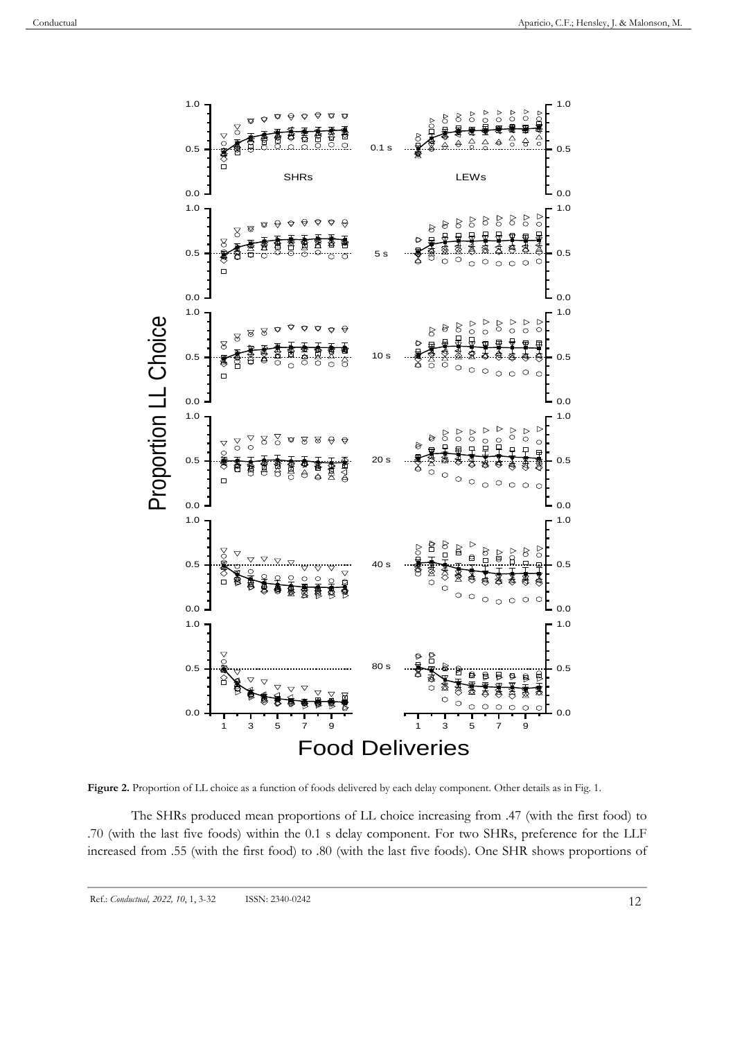**Figure 2.** Proportion of LL choice as a function of foods delivered by each delay component. Other details as in Fig. 1.

The SHRs produced mean proportions of LL choice increasing from .47 (with the first food) to .70 (with the last five foods) within the 0.1 s delay component. For two SHRs, preference for the LLF increased from .55 (with the first food) to .80 (with the last five foods). One SHR shows proportions of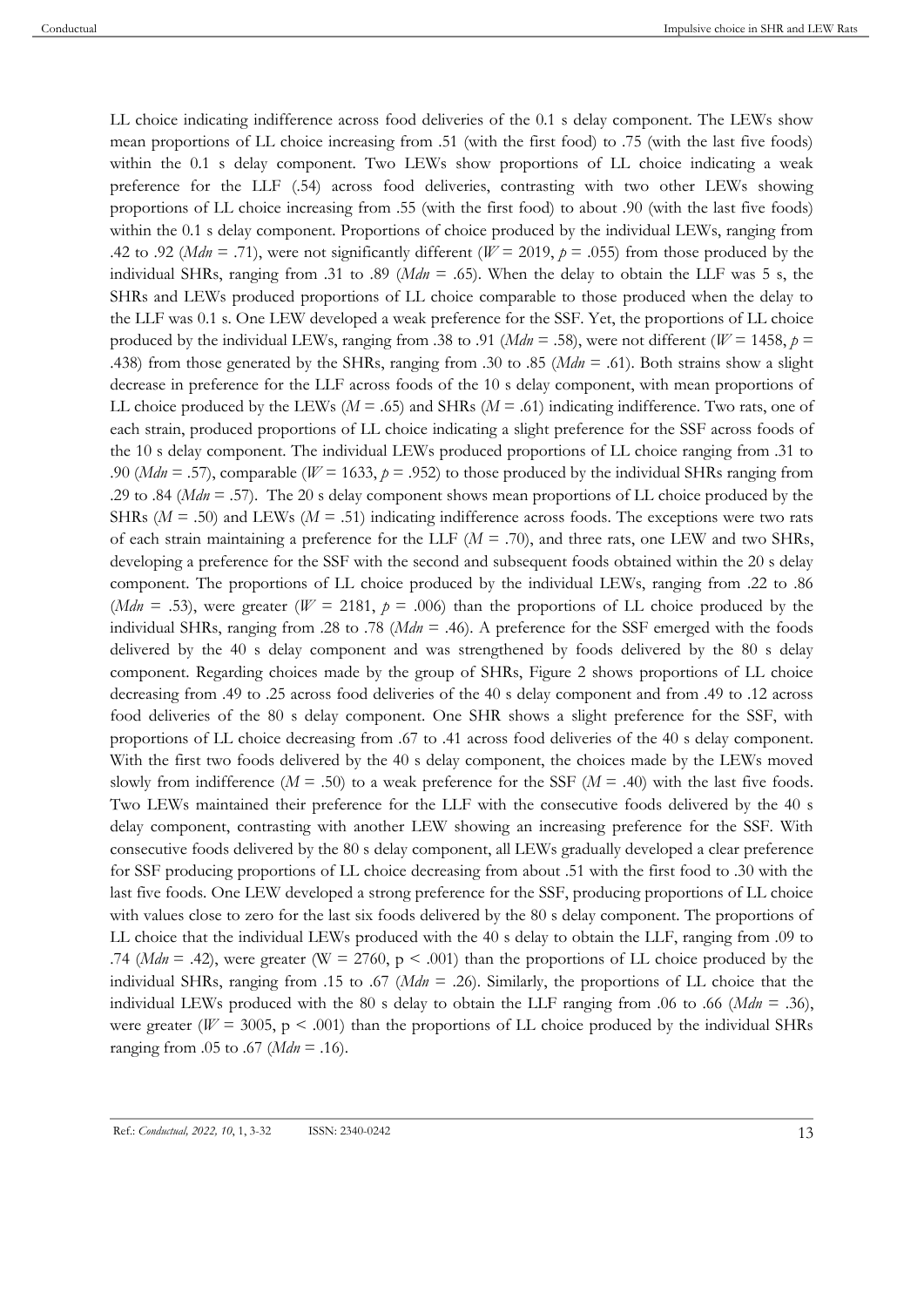LL choice indicating indifference across food deliveries of the 0.1 s delay component. The LEWs show mean proportions of LL choice increasing from .51 (with the first food) to .75 (with the last five foods) within the 0.1 s delay component. Two LEWs show proportions of LL choice indicating a weak preference for the LLF (.54) across food deliveries, contrasting with two other LEWs showing proportions of LL choice increasing from .55 (with the first food) to about .90 (with the last five foods) within the 0.1 s delay component. Proportions of choice produced by the individual LEWs, ranging from .42 to .92 (*Mdn* = .71), were not significantly different ($W = 2019$, $p = .055$) from those produced by the individual SHRs, ranging from .31 to .89 (*Mdn* = .65). When the delay to obtain the LLF was 5 s, the SHRs and LEWs produced proportions of LL choice comparable to those produced when the delay to the LLF was 0.1 s. One LEW developed a weak preference for the SSF. Yet, the proportions of LL choice produced by the individual LEWs, ranging from .38 to .91 (*Mdn* = .58), were not different ($W = 1458$, $p = .438$) from those generated by the SHRs, ranging from .30 to .85 (*Mdn* = .61). Both strains show a slight decrease in preference for the LLF across foods of the 10 s delay component, with mean proportions of LL choice produced by the LEWs ($M = .65$) and SHRs ($M = .61$) indicating indifference. Two rats, one of each strain, produced proportions of LL choice indicating a slight preference for the SSF across foods of the 10 s delay component. The individual LEWs produced proportions of LL choice ranging from .31 to .90 (*Mdn* = .57), comparable ($W = 1633$, $p = .952$) to those produced by the individual SHRs ranging from .29 to .84 (*Mdn* = .57). The 20 s delay component shows mean proportions of LL choice produced by the SHRs ($M = .50$) and LEWs ($M = .51$) indicating indifference across foods. The exceptions were two rats of each strain maintaining a preference for the LLF ($M = .70$), and three rats, one LEW and two SHRs, developing a preference for the SSF with the second and subsequent foods obtained within the 20 s delay component. The proportions of LL choice produced by the individual LEWs, ranging from .22 to .86 (*Mdn* = .53), were greater ($W = 2181$, $p = .006$) than the proportions of LL choice produced by the individual SHRs, ranging from .28 to .78 (*Mdn* = .46). A preference for the SSF emerged with the foods delivered by the 40 s delay component and was strengthened by foods delivered by the 80 s delay component. Regarding choices made by the group of SHRs, Figure 2 shows proportions of LL choice decreasing from .49 to .25 across food deliveries of the 40 s delay component and from .49 to .12 across food deliveries of the 80 s delay component. One SHR shows a slight preference for the SSF, with proportions of LL choice decreasing from .67 to .41 across food deliveries of the 40 s delay component. With the first two foods delivered by the 40 s delay component, the choices made by the LEWs moved slowly from indifference ($M = .50$) to a weak preference for the SSF ($M = .40$) with the last five foods. Two LEWs maintained their preference for the LLF with the consecutive foods delivered by the 40 s delay component, contrasting with another LEW showing an increasing preference for the SSF. With consecutive foods delivered by the 80 s delay component, all LEWs gradually developed a clear preference for SSF producing proportions of LL choice decreasing from about .51 with the first food to .30 with the last five foods. One LEW developed a strong preference for the SSF, producing proportions of LL choice with values close to zero for the last six foods delivered by the 80 s delay component. The proportions of LL choice that the individual LEWs produced with the 40 s delay to obtain the LLF, ranging from .09 to .74 (*Mdn* = .42), were greater ($W = 2760$, $p < .001$) than the proportions of LL choice produced by the individual SHRs, ranging from .15 to .67 (*Mdn* = .26). Similarly, the proportions of LL choice that the individual LEWs produced with the 80 s delay to obtain the LLF ranging from .06 to .66 (*Mdn* = .36), were greater ($W = 3005$, $p < .001$) than the proportions of LL choice produced by the individual SHRs ranging from .05 to .67 (*Mdn* = .16).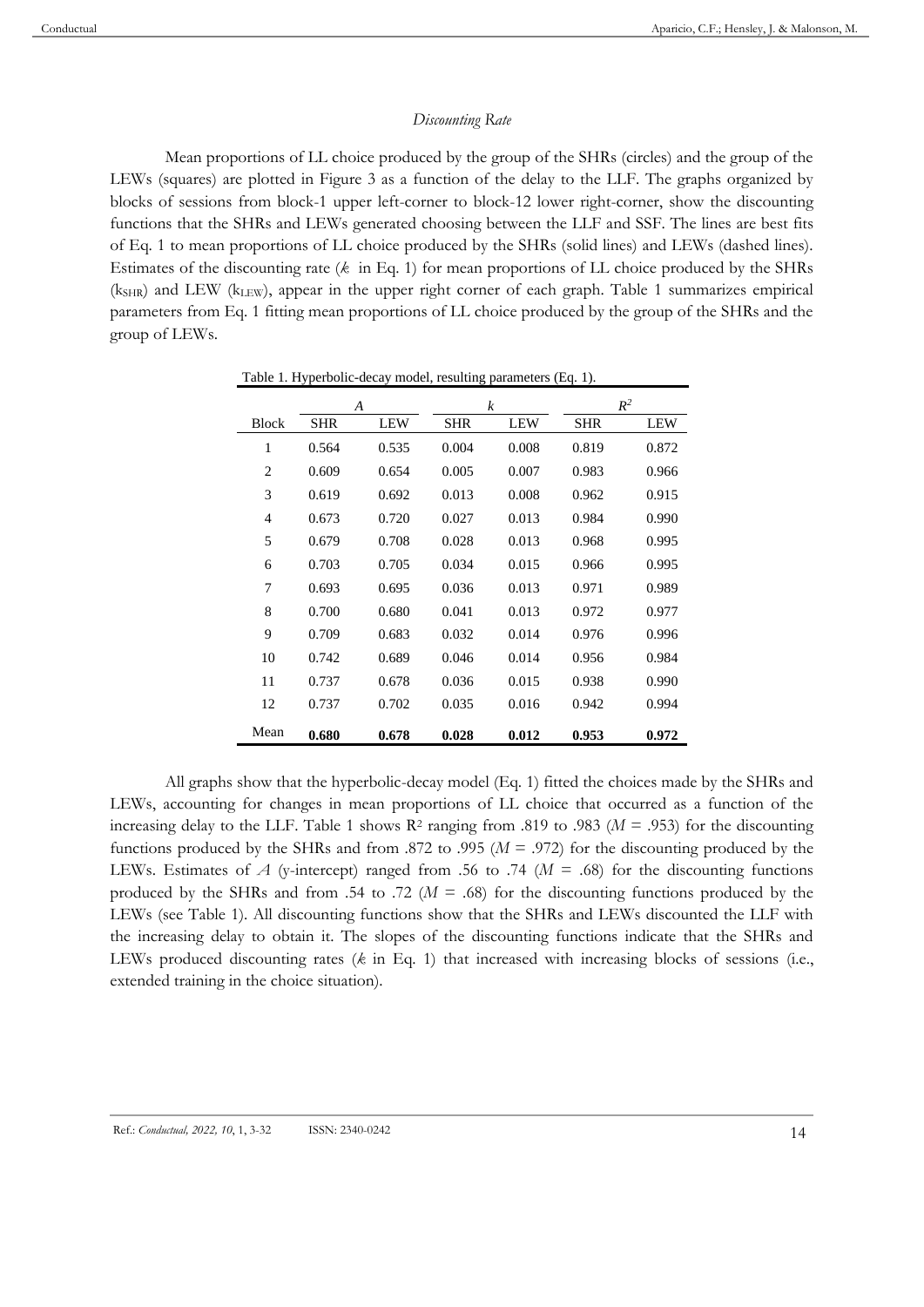*Discounting Rate*

Mean proportions of LL choice produced by the group of the SHRs (circles) and the group of the LEWs (squares) are plotted in Figure 3 as a function of the delay to the LLF. The graphs organized by blocks of sessions from block-1 upper left-corner to block-12 lower right-corner, show the discounting functions that the SHRs and LEWs generated choosing between the LLF and SSF. The lines are best fits of Eq. 1 to mean proportions of LL choice produced by the SHRs (solid lines) and LEWs (dashed lines). Estimates of the discounting rate (*k* in Eq. 1) for mean proportions of LL choice produced by the SHRs ($k_{SHR}$) and LEW ($k_{LEW}$), appear in the upper right corner of each graph. Table 1 summarizes empirical parameters from Eq. 1 fitting mean proportions of LL choice produced by the group of the SHRs and the group of LEWs.

Table 1. Hyperbolic-decay model, resulting parameters (Eq. 1).

| | *A* | | *k* | | $R^2$ | |
|---|---|---|---|---|---|---|
| Block | SHR | LEW | SHR | LEW | SHR | LEW |
| 1 | 0.564 | 0.535 | 0.004 | 0.008 | 0.819 | 0.872 |
| 2 | 0.609 | 0.654 | 0.005 | 0.007 | 0.983 | 0.966 |
| 3 | 0.619 | 0.692 | 0.013 | 0.008 | 0.962 | 0.915 |
| 4 | 0.673 | 0.720 | 0.027 | 0.013 | 0.984 | 0.990 |
| 5 | 0.679 | 0.708 | 0.028 | 0.013 | 0.968 | 0.995 |
| 6 | 0.703 | 0.705 | 0.034 | 0.015 | 0.966 | 0.995 |
| 7 | 0.693 | 0.695 | 0.036 | 0.013 | 0.971 | 0.989 |
| 8 | 0.700 | 0.680 | 0.041 | 0.013 | 0.972 | 0.977 |
| 9 | 0.709 | 0.683 | 0.032 | 0.014 | 0.976 | 0.996 |
| 10 | 0.742 | 0.689 | 0.046 | 0.014 | 0.956 | 0.984 |
| 11 | 0.737 | 0.678 | 0.036 | 0.015 | 0.938 | 0.990 |
| 12 | 0.737 | 0.702 | 0.035 | 0.016 | 0.942 | 0.994 |
| Mean | **0.680** | **0.678** | **0.028** | **0.012** | **0.953** | **0.972** |

All graphs show that the hyperbolic-decay model (Eq. 1) fitted the choices made by the SHRs and LEWs, accounting for changes in mean proportions of LL choice that occurred as a function of the increasing delay to the LLF. Table 1 shows $R^2$ ranging from .819 to .983 ($M$ = .953) for the discounting functions produced by the SHRs and from .872 to .995 ($M$ = .972) for the discounting produced by the LEWs. Estimates of *A* (y-intercept) ranged from .56 to .74 ($M$ = .68) for the discounting functions produced by the SHRs and from .54 to .72 ($M$ = .68) for the discounting functions produced by the LEWs (see Table 1). All discounting functions show that the SHRs and LEWs discounted the LLF with the increasing delay to obtain it. The slopes of the discounting functions indicate that the SHRs and LEWs produced discounting rates (*k* in Eq. 1) that increased with increasing blocks of sessions (i.e., extended training in the choice situation).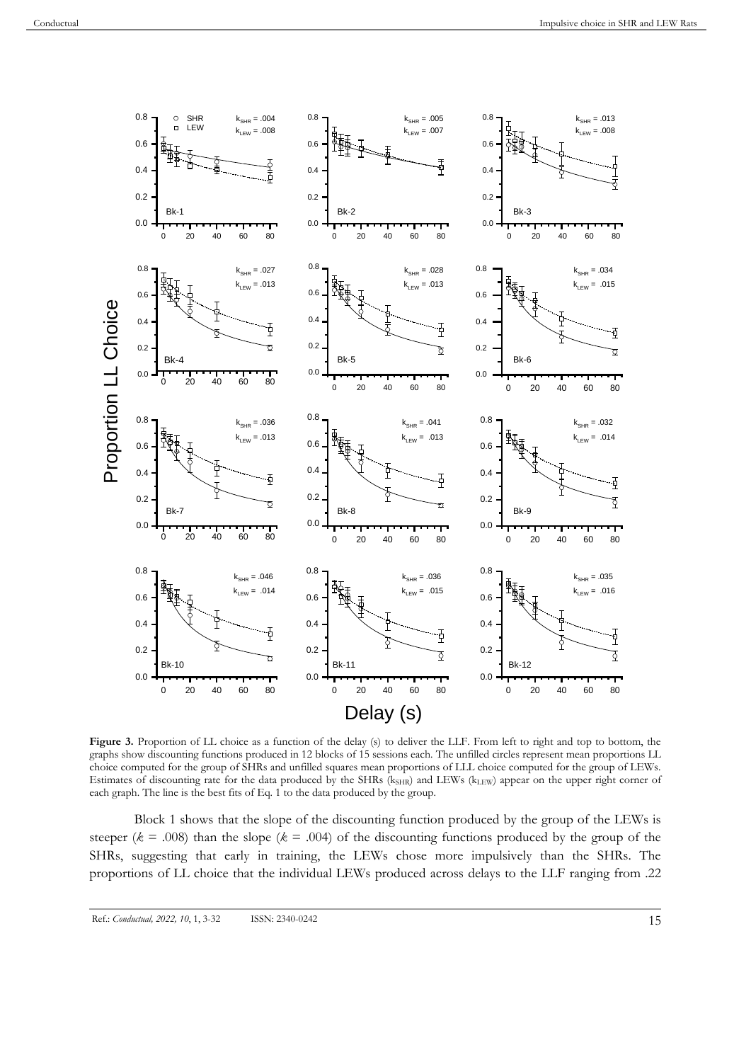**Figure 3.** Proportion of LL choice as a function of the delay (s) to deliver the LLF. From left to right and top to bottom, the graphs show discounting functions produced in 12 blocks of 15 sessions each. The unfilled circles represent mean proportions LL choice computed for the group of SHRs and unfilled squares mean proportions of LLL choice computed for the group of LEWs. Estimates of discounting rate for the data produced by the SHRs ($k_{SHR}$) and LEWs ($k_{LEW}$) appear on the upper right corner of each graph. The line is the best fits of Eq. 1 to the data produced by the group.

Block 1 shows that the slope of the discounting function produced by the group of the LEWs is steeper ($k$ = .008) than the slope ($k$ = .004) of the discounting functions produced by the group of the SHRs, suggesting that early in training, the LEWs chose more impulsively than the SHRs. The proportions of LL choice that the individual LEWs produced across delays to the LLF ranging from .22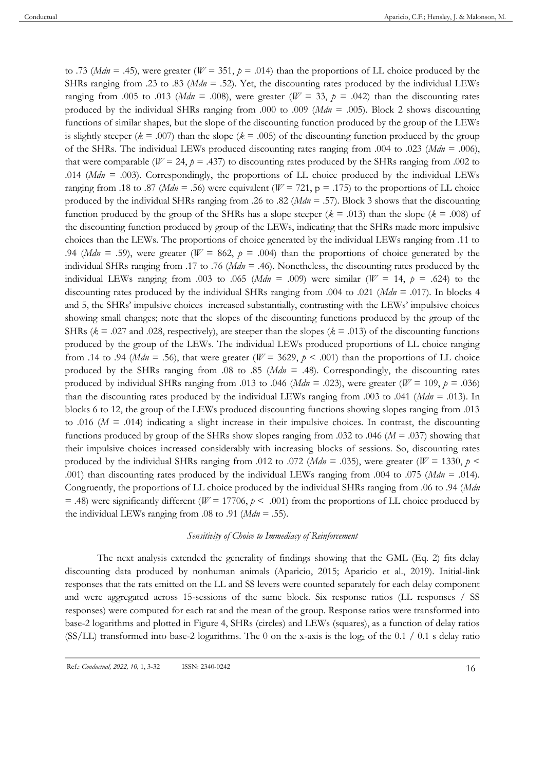to .73 (*Mdn* = .45), were greater ($W = 351$, $p = .014$) than the proportions of LL choice produced by the SHRs ranging from .23 to .83 (*Mdn* = .52). Yet, the discounting rates produced by the individual LEWs ranging from .005 to .013 (*Mdn* = .008), were greater ($W = 33$, $p = .042$) than the discounting rates produced by the individual SHRs ranging from .000 to .009 (*Mdn* = .005). Block 2 shows discounting functions of similar shapes, but the slope of the discounting function produced by the group of the LEWs is slightly steeper ($k = .007$) than the slope ($k = .005$) of the discounting function produced by the group of the SHRs. The individual LEWs produced discounting rates ranging from .004 to .023 (*Mdn* = .006), that were comparable ($W = 24$, $p = .437$) to discounting rates produced by the SHRs ranging from .002 to .014 (*Mdn* = .003). Correspondingly, the proportions of LL choice produced by the individual LEWs ranging from .18 to .87 (*Mdn* = .56) were equivalent ($W = 721$, p = .175) to the proportions of LL choice produced by the individual SHRs ranging from .26 to .82 (*Mdn* = .57). Block 3 shows that the discounting function produced by the group of the SHRs has a slope steeper ($k = .013$) than the slope ($k = .008$) of the discounting function produced by group of the LEWs, indicating that the SHRs made more impulsive choices than the LEWs. The proportions of choice generated by the individual LEWs ranging from .11 to .94 (*Mdn* = .59), were greater ($W = 862$, $p = .004$) than the proportions of choice generated by the individual SHRs ranging from .17 to .76 (*Mdn* = .46). Nonetheless, the discounting rates produced by the individual LEWs ranging from .003 to .065 (*Mdn* = .009) were similar ($W = 14$, $p = .624$) to the discounting rates produced by the individual SHRs ranging from .004 to .021 (*Mdn* = .017). In blocks 4 and 5, the SHRs' impulsive choices increased substantially, contrasting with the LEWs' impulsive choices showing small changes; note that the slopes of the discounting functions produced by the group of the SHRs ($k = .027$ and .028, respectively), are steeper than the slopes ($k = .013$) of the discounting functions produced by the group of the LEWs. The individual LEWs produced proportions of LL choice ranging from .14 to .94 (*Mdn* = .56), that were greater ($W = 3629$, $p < .001$) than the proportions of LL choice produced by the SHRs ranging from .08 to .85 (*Mdn* = .48). Correspondingly, the discounting rates produced by individual SHRs ranging from .013 to .046 (*Mdn* = .023), were greater ($W = 109$, $p = .036$) than the discounting rates produced by the individual LEWs ranging from .003 to .041 (*Mdn* = .013). In blocks 6 to 12, the group of the LEWs produced discounting functions showing slopes ranging from .013 to .016 (*M* = .014) indicating a slight increase in their impulsive choices. In contrast, the discounting functions produced by group of the SHRs show slopes ranging from .032 to .046 (*M* = .037) showing that their impulsive choices increased considerably with increasing blocks of sessions. So, discounting rates produced by the individual SHRs ranging from .012 to .072 (*Mdn* = .035), were greater ($W = 1330$, $p < .001$) than discounting rates produced by the individual LEWs ranging from .004 to .075 (*Mdn* = .014). Congruently, the proportions of LL choice produced by the individual SHRs ranging from .06 to .94 (*Mdn* = .48) were significantly different ($W = 17706$, $p < .001$) from the proportions of LL choice produced by the individual LEWs ranging from .08 to .91 (*Mdn* = .55).

### *Sensitivity of Choice to Immediacy of Reinforcement*

The next analysis extended the generality of findings showing that the GML (Eq. 2) fits delay discounting data produced by nonhuman animals (Aparicio, 2015; Aparicio et al., 2019). Initial-link responses that the rats emitted on the LL and SS levers were counted separately for each delay component and were aggregated across 15-sessions of the same block. Six response ratios (LL responses / SS responses) were computed for each rat and the mean of the group. Response ratios were transformed into base-2 logarithms and plotted in Figure 4, SHRs (circles) and LEWs (squares), as a function of delay ratios (SS/LL) transformed into base-2 logarithms. The 0 on the x-axis is the $\log_2$ of the 0.1 / 0.1 s delay ratio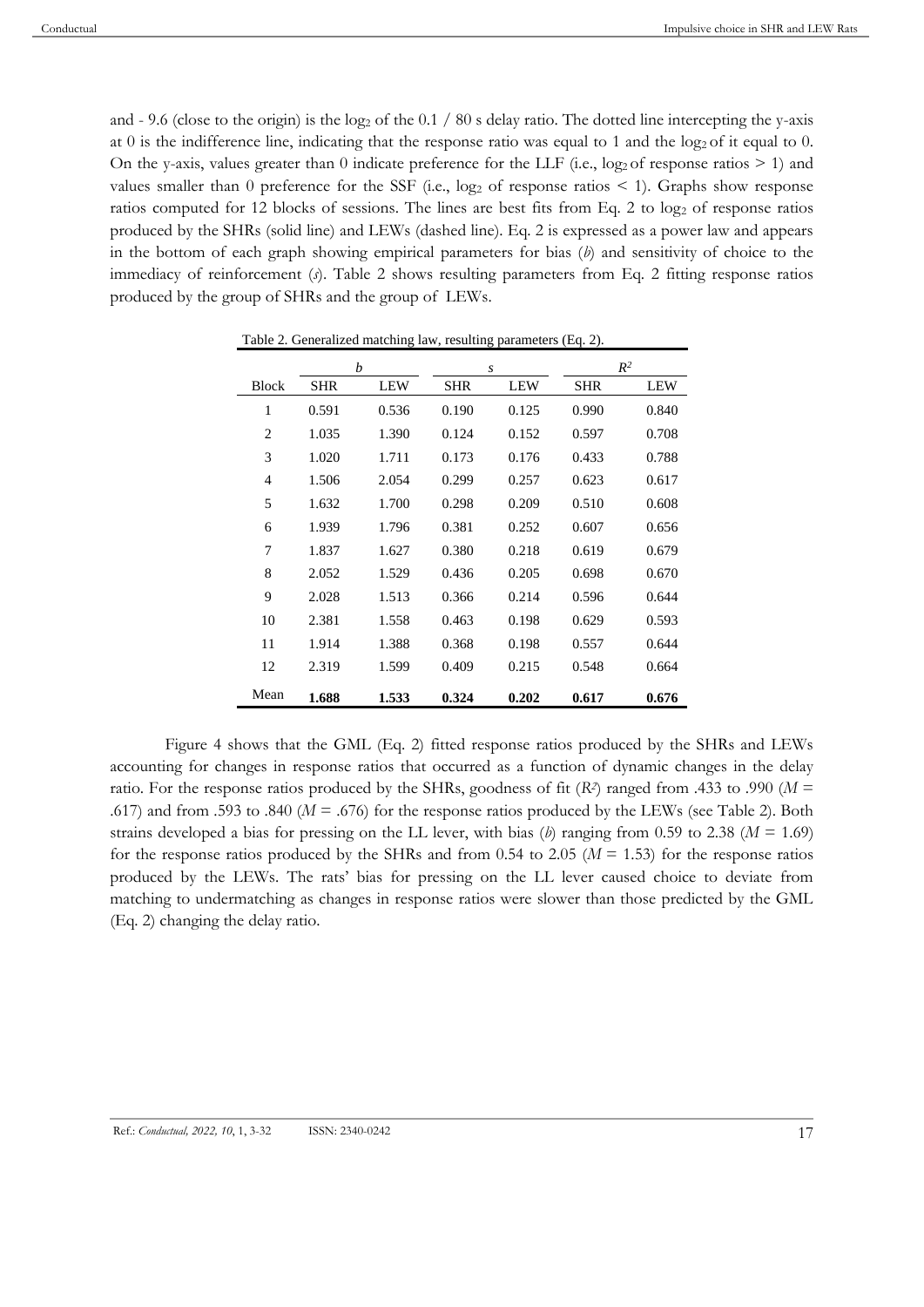and - 9.6 (close to the origin) is the $\log_2$ of the 0.1 / 80 s delay ratio. The dotted line intercepting the y-axis at 0 is the indifference line, indicating that the response ratio was equal to 1 and the $\log_2$ of it equal to 0. On the y-axis, values greater than 0 indicate preference for the LLF (i.e., $\log_2$ of response ratios > 1) and values smaller than 0 preference for the SSF (i.e., $\log_2$ of response ratios < 1). Graphs show response ratios computed for 12 blocks of sessions. The lines are best fits from Eq. 2 to $\log_2$ of response ratios produced by the SHRs (solid line) and LEWs (dashed line). Eq. 2 is expressed as a power law and appears in the bottom of each graph showing empirical parameters for bias (*b*) and sensitivity of choice to the immediacy of reinforcement (*s*). Table 2 shows resulting parameters from Eq. 2 fitting response ratios produced by the group of SHRs and the group of LEWs.

Table 2. Generalized matching law, resulting parameters (Eq. 2).

| | *b* | | *s* | | $R^2$ | |
|---|---|---|---|---|---|---|
| Block | SHR | LEW | SHR | LEW | SHR | LEW |
| 1 | 0.591 | 0.536 | 0.190 | 0.125 | 0.990 | 0.840 |
| 2 | 1.035 | 1.390 | 0.124 | 0.152 | 0.597 | 0.708 |
| 3 | 1.020 | 1.711 | 0.173 | 0.176 | 0.433 | 0.788 |
| 4 | 1.506 | 2.054 | 0.299 | 0.257 | 0.623 | 0.617 |
| 5 | 1.632 | 1.700 | 0.298 | 0.209 | 0.510 | 0.608 |
| 6 | 1.939 | 1.796 | 0.381 | 0.252 | 0.607 | 0.656 |
| 7 | 1.837 | 1.627 | 0.380 | 0.218 | 0.619 | 0.679 |
| 8 | 2.052 | 1.529 | 0.436 | 0.205 | 0.698 | 0.670 |
| 9 | 2.028 | 1.513 | 0.366 | 0.214 | 0.596 | 0.644 |
| 10 | 2.381 | 1.558 | 0.463 | 0.198 | 0.629 | 0.593 |
| 11 | 1.914 | 1.388 | 0.368 | 0.198 | 0.557 | 0.644 |
| 12 | 2.319 | 1.599 | 0.409 | 0.215 | 0.548 | 0.664 |
| Mean | **1.688** | **1.533** | **0.324** | **0.202** | **0.617** | **0.676** |

Figure 4 shows that the GML (Eq. 2) fitted response ratios produced by the SHRs and LEWs accounting for changes in response ratios that occurred as a function of dynamic changes in the delay ratio. For the response ratios produced by the SHRs, goodness of fit ($R^2$) ranged from .433 to .990 (*M* = .617) and from .593 to .840 (*M* = .676) for the response ratios produced by the LEWs (see Table 2). Both strains developed a bias for pressing on the LL lever, with bias (*b*) ranging from 0.59 to 2.38 (*M* = 1.69) for the response ratios produced by the SHRs and from 0.54 to 2.05 (*M* = 1.53) for the response ratios produced by the LEWs. The rats' bias for pressing on the LL lever caused choice to deviate from matching to undermatching as changes in response ratios were slower than those predicted by the GML (Eq. 2) changing the delay ratio.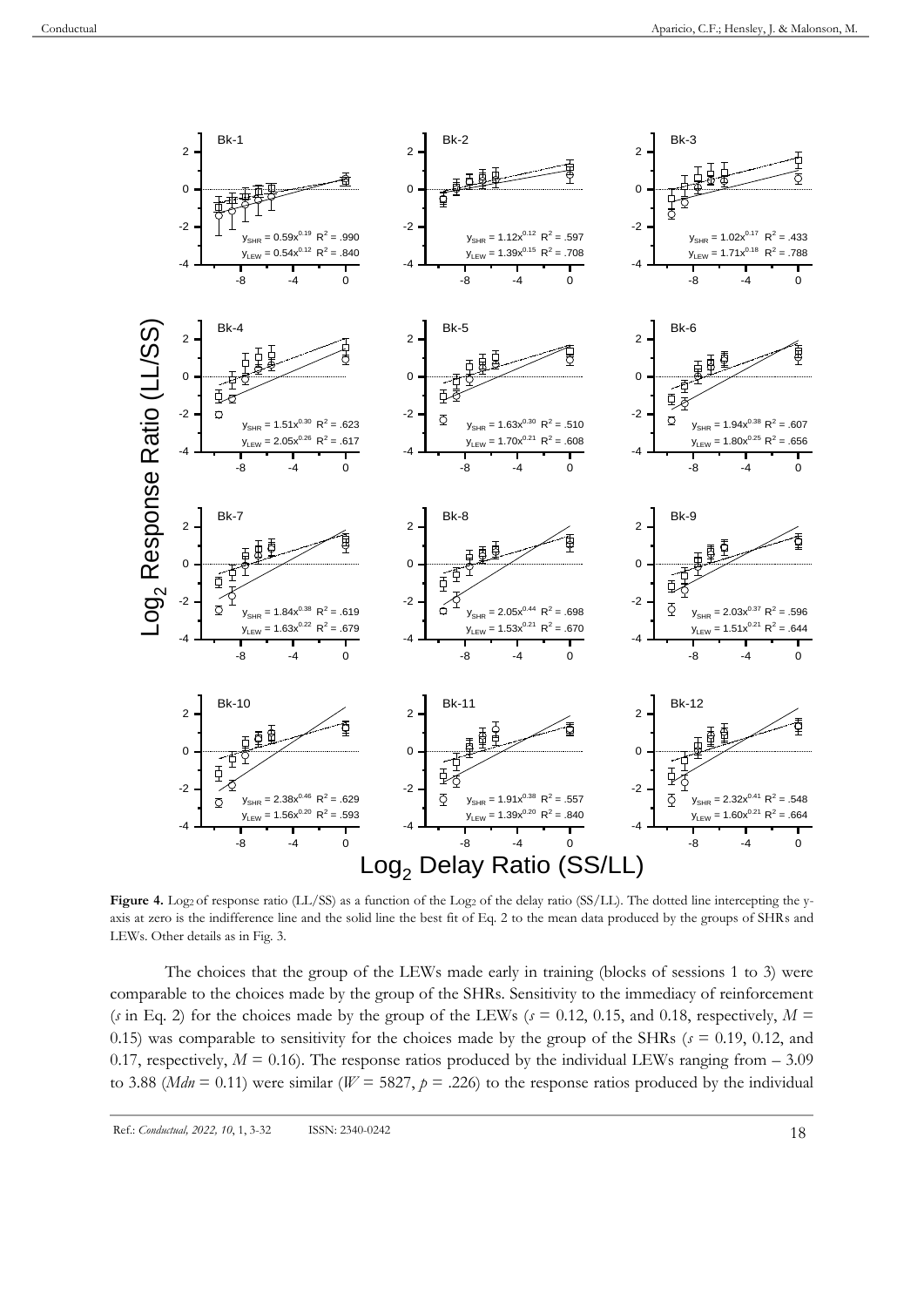**Figure 4.** $Log_2$ of response ratio (LL/SS) as a function of the $Log_2$ of the delay ratio (SS/LL). The dotted line intercepting the y-axis at zero is the indifference line and the solid line the best fit of Eq. 2 to the mean data produced by the groups of SHRs and LEWs. Other details as in Fig. 3.

The choices that the group of the LEWs made early in training (blocks of sessions 1 to 3) were comparable to the choices made by the group of the SHRs. Sensitivity to the immediacy of reinforcement ($s$ in Eq. 2) for the choices made by the group of the LEWs ($s$ = 0.12, 0.15, and 0.18, respectively, $M$ = 0.15) was comparable to sensitivity for the choices made by the group of the SHRs ($s$ = 0.19, 0.12, and 0.17, respectively, $M$ = 0.16). The response ratios produced by the individual LEWs ranging from – 3.09 to 3.88 ($Mdn$ = 0.11) were similar ($W$ = 5827, $p$ = .226) to the response ratios produced by the individual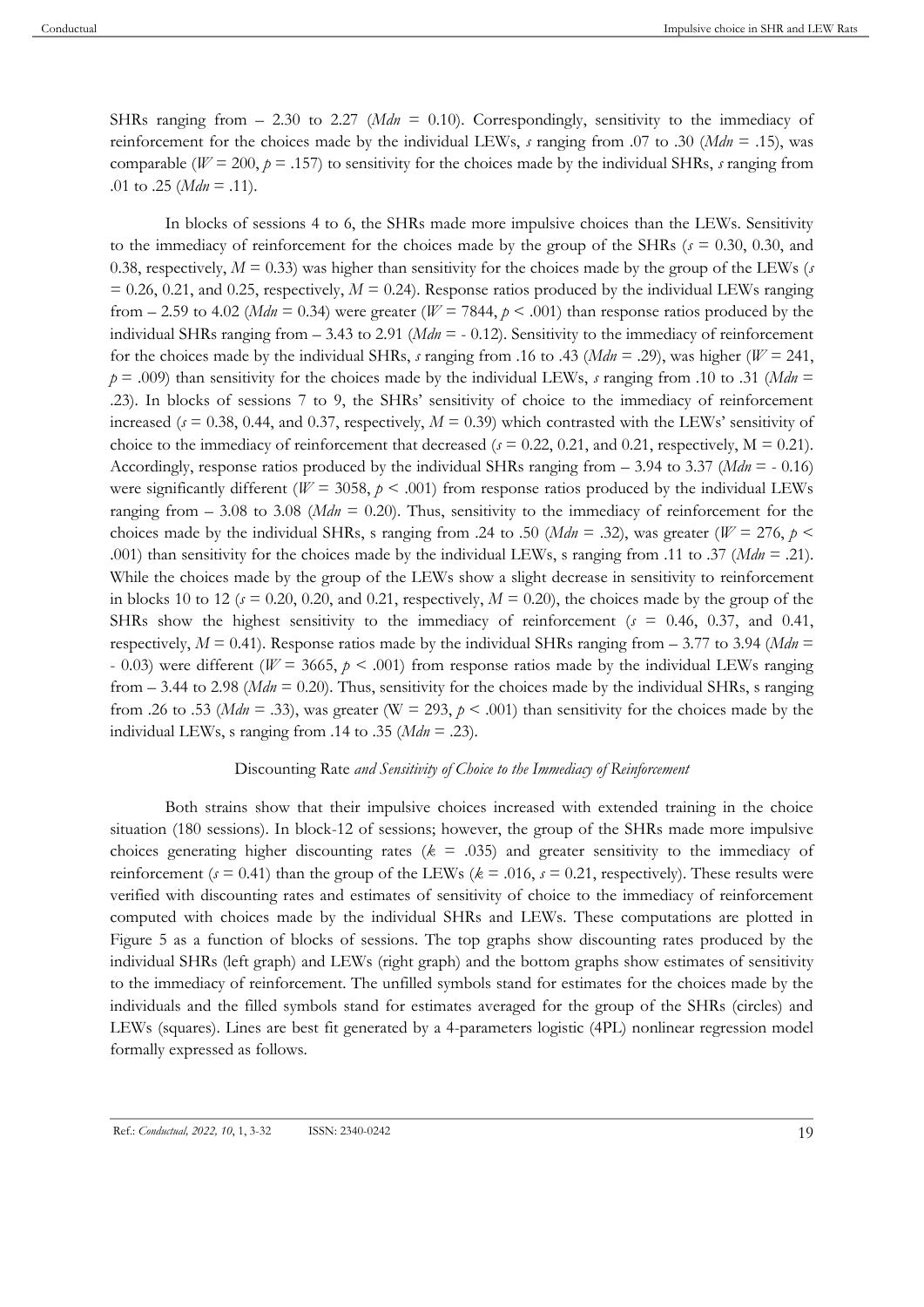SHRs ranging from – 2.30 to 2.27 (*Mdn* = 0.10). Correspondingly, sensitivity to the immediacy of reinforcement for the choices made by the individual LEWs, *s* ranging from .07 to .30 (*Mdn* = .15), was comparable ($W = 200$, $p = .157$) to sensitivity for the choices made by the individual SHRs, *s* ranging from .01 to .25 (*Mdn* = .11).

In blocks of sessions 4 to 6, the SHRs made more impulsive choices than the LEWs. Sensitivity to the immediacy of reinforcement for the choices made by the group of the SHRs (*s* = 0.30, 0.30, and 0.38, respectively, *M* = 0.33) was higher than sensitivity for the choices made by the group of the LEWs (*s* = 0.26, 0.21, and 0.25, respectively, *M* = 0.24). Response ratios produced by the individual LEWs ranging from – 2.59 to 4.02 (*Mdn* = 0.34) were greater ($W = 7844$, $p < .001$) than response ratios produced by the individual SHRs ranging from – 3.43 to 2.91 (*Mdn* = - 0.12). Sensitivity to the immediacy of reinforcement for the choices made by the individual SHRs, *s* ranging from .16 to .43 (*Mdn* = .29), was higher ($W = 241$, $p = .009$) than sensitivity for the choices made by the individual LEWs, *s* ranging from .10 to .31 (*Mdn* = .23). In blocks of sessions 7 to 9, the SHRs' sensitivity of choice to the immediacy of reinforcement increased (*s* = 0.38, 0.44, and 0.37, respectively, *M* = 0.39) which contrasted with the LEWs' sensitivity of choice to the immediacy of reinforcement that decreased (*s* = 0.22, 0.21, and 0.21, respectively, M = 0.21). Accordingly, response ratios produced by the individual SHRs ranging from – 3.94 to 3.37 (*Mdn* = - 0.16) were significantly different ($W = 3058$, $p < .001$) from response ratios produced by the individual LEWs ranging from – 3.08 to 3.08 (*Mdn* = 0.20). Thus, sensitivity to the immediacy of reinforcement for the choices made by the individual SHRs, s ranging from .24 to .50 (*Mdn* = .32), was greater ($W = 276$, $p < .001$) than sensitivity for the choices made by the individual LEWs, s ranging from .11 to .37 (*Mdn* = .21). While the choices made by the group of the LEWs show a slight decrease in sensitivity to reinforcement in blocks 10 to 12 (*s* = 0.20, 0.20, and 0.21, respectively, *M* = 0.20), the choices made by the group of the SHRs show the highest sensitivity to the immediacy of reinforcement (*s* = 0.46, 0.37, and 0.41, respectively, *M* = 0.41). Response ratios made by the individual SHRs ranging from – 3.77 to 3.94 (*Mdn* = - 0.03) were different ($W = 3665$, $p < .001$) from response ratios made by the individual LEWs ranging from – 3.44 to 2.98 (*Mdn* = 0.20). Thus, sensitivity for the choices made by the individual SHRs, s ranging from .26 to .53 (*Mdn* = .33), was greater (W = 293, $p < .001$) than sensitivity for the choices made by the individual LEWs, s ranging from .14 to .35 (*Mdn* = .23).

## Discounting Rate *and Sensitivity of Choice to the Immediacy of Reinforcement*

Both strains show that their impulsive choices increased with extended training in the choice situation (180 sessions). In block-12 of sessions; however, the group of the SHRs made more impulsive choices generating higher discounting rates (*k* = .035) and greater sensitivity to the immediacy of reinforcement (*s* = 0.41) than the group of the LEWs (*k* = .016, *s* = 0.21, respectively). These results were verified with discounting rates and estimates of sensitivity of choice to the immediacy of reinforcement computed with choices made by the individual SHRs and LEWs. These computations are plotted in Figure 5 as a function of blocks of sessions. The top graphs show discounting rates produced by the individual SHRs (left graph) and LEWs (right graph) and the bottom graphs show estimates of sensitivity to the immediacy of reinforcement. The unfilled symbols stand for estimates for the choices made by the individuals and the filled symbols stand for estimates averaged for the group of the SHRs (circles) and LEWs (squares). Lines are best fit generated by a 4-parameters logistic (4PL) nonlinear regression model formally expressed as follows.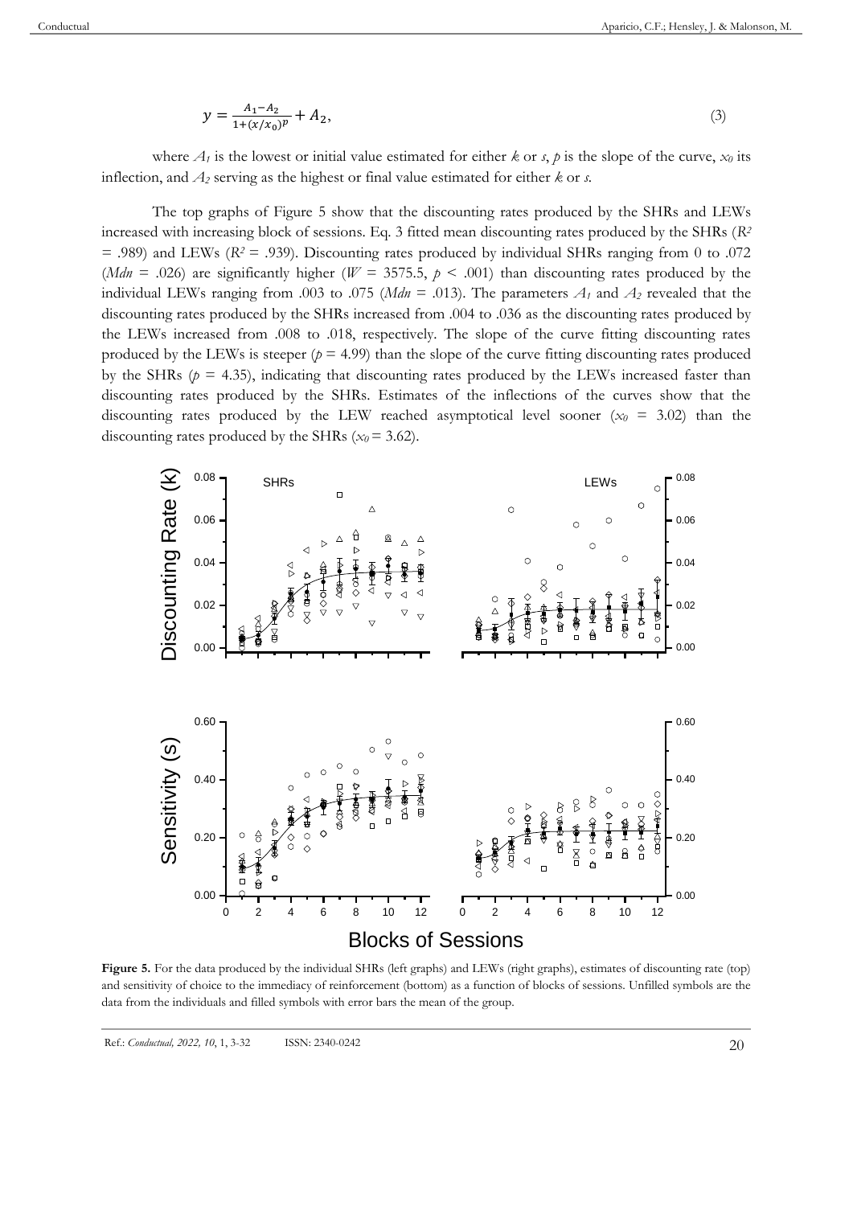$$y = \frac{A_1 - A_2}{1 + (x/x_0)^p} + A_2, \tag{3}$$

where $A_1$ is the lowest or initial value estimated for either *k* or *s*, *p* is the slope of the curve, $x_0$ its inflection, and $A_2$ serving as the highest or final value estimated for either *k* or *s*.

The top graphs of Figure 5 show that the discounting rates produced by the SHRs and LEWs increased with increasing block of sessions. Eq. 3 fitted mean discounting rates produced by the SHRs ($R^2$ = .989) and LEWs ($R^2$ = .939). Discounting rates produced by individual SHRs ranging from 0 to .072 (*Mdn* = .026) are significantly higher ($W$ = 3575.5, $p$ < .001) than discounting rates produced by the individual LEWs ranging from .003 to .075 (*Mdn* = .013). The parameters $A_1$ and $A_2$ revealed that the discounting rates produced by the SHRs increased from .004 to .036 as the discounting rates produced by the LEWs increased from .008 to .018, respectively. The slope of the curve fitting discounting rates produced by the LEWs is steeper ($p$ = 4.99) than the slope of the curve fitting discounting rates produced by the SHRs ($p$ = 4.35), indicating that discounting rates produced by the LEWs increased faster than discounting rates produced by the SHRs. Estimates of the inflections of the curves show that the discounting rates produced by the LEW reached asymptotical level sooner ($x_0$ = 3.02) than the discounting rates produced by the SHRs ($x_0$ = 3.62).

**Figure 5.** For the data produced by the individual SHRs (left graphs) and LEWs (right graphs), estimates of discounting rate (top) and sensitivity of choice to the immediacy of reinforcement (bottom) as a function of blocks of sessions. Unfilled symbols are the data from the individuals and filled symbols with error bars the mean of the group.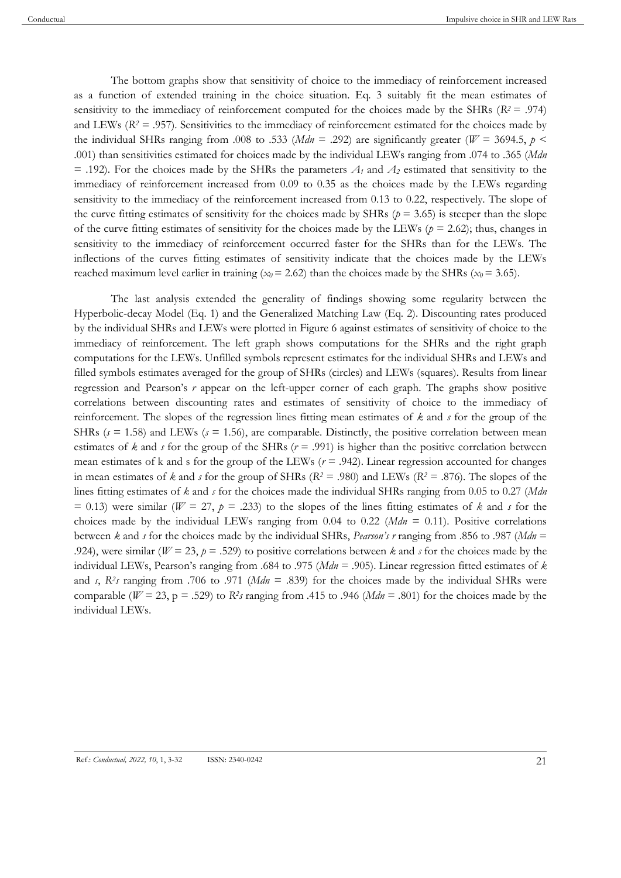The bottom graphs show that sensitivity of choice to the immediacy of reinforcement increased as a function of extended training in the choice situation. Eq. 3 suitably fit the mean estimates of sensitivity to the immediacy of reinforcement computed for the choices made by the SHRs ($R^2 = .974$) and LEWs ($R^2 = .957$). Sensitivities to the immediacy of reinforcement estimated for the choices made by the individual SHRs ranging from .008 to .533 (*Mdn* = .292) are significantly greater ($W = 3694.5$, $p < .001$) than sensitivities estimated for choices made by the individual LEWs ranging from .074 to .365 (*Mdn* = .192). For the choices made by the SHRs the parameters $A_1$ and $A_2$ estimated that sensitivity to the immediacy of reinforcement increased from 0.09 to 0.35 as the choices made by the LEWs regarding sensitivity to the immediacy of the reinforcement increased from 0.13 to 0.22, respectively. The slope of the curve fitting estimates of sensitivity for the choices made by SHRs ($p = 3.65$) is steeper than the slope of the curve fitting estimates of sensitivity for the choices made by the LEWs ($p = 2.62$); thus, changes in sensitivity to the immediacy of reinforcement occurred faster for the SHRs than for the LEWs. The inflections of the curves fitting estimates of sensitivity indicate that the choices made by the LEWs reached maximum level earlier in training ($x_0 = 2.62$) than the choices made by the SHRs ($x_0 = 3.65$).

The last analysis extended the generality of findings showing some regularity between the Hyperbolic-decay Model (Eq. 1) and the Generalized Matching Law (Eq. 2). Discounting rates produced by the individual SHRs and LEWs were plotted in Figure 6 against estimates of sensitivity of choice to the immediacy of reinforcement. The left graph shows computations for the SHRs and the right graph computations for the LEWs. Unfilled symbols represent estimates for the individual SHRs and LEWs and filled symbols estimates averaged for the group of SHRs (circles) and LEWs (squares). Results from linear regression and Pearson's $r$ appear on the left-upper corner of each graph. The graphs show positive correlations between discounting rates and estimates of sensitivity of choice to the immediacy of reinforcement. The slopes of the regression lines fitting mean estimates of $k$ and $s$ for the group of the SHRs ($s = 1.58$) and LEWs ($s = 1.56$), are comparable. Distinctly, the positive correlation between mean estimates of $k$ and $s$ for the group of the SHRs ($r = .991$) is higher than the positive correlation between mean estimates of k and s for the group of the LEWs ($r = .942$). Linear regression accounted for changes in mean estimates of $k$ and $s$ for the group of SHRs ($R^2 = .980$) and LEWs ($R^2 = .876$). The slopes of the lines fitting estimates of $k$ and $s$ for the choices made the individual SHRs ranging from 0.05 to 0.27 (*Mdn* = 0.13) were similar ($W = 27$, $p = .233$) to the slopes of the lines fitting estimates of $k$ and $s$ for the choices made by the individual LEWs ranging from 0.04 to 0.22 (*Mdn* = 0.11). Positive correlations between $k$ and $s$ for the choices made by the individual SHRs, *Pearson's r* ranging from .856 to .987 (*Mdn* = .924), were similar ($W = 23$, $p = .529$) to positive correlations between $k$ and $s$ for the choices made by the individual LEWs, Pearson's ranging from .684 to .975 (*Mdn* = .905). Linear regression fitted estimates of $k$ and $s$, $R^2s$ ranging from .706 to .971 (*Mdn* = .839) for the choices made by the individual SHRs were comparable ($W = 23$, p = .529) to $R^2s$ ranging from .415 to .946 (*Mdn* = .801) for the choices made by the individual LEWs.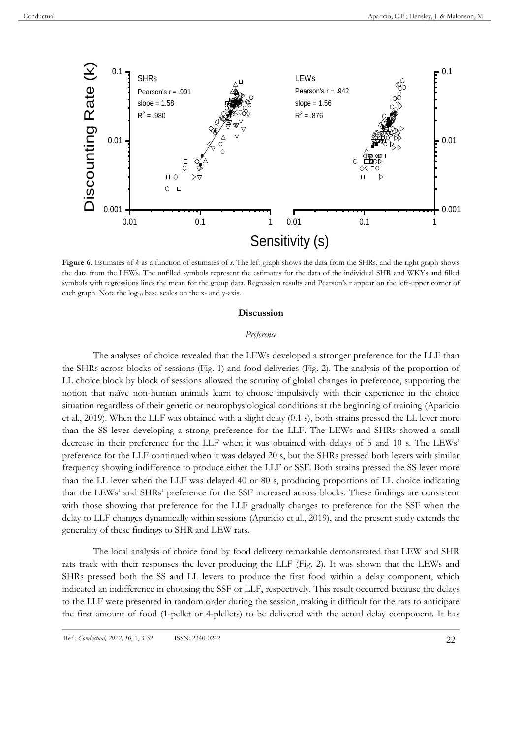**Figure 6.** Estimates of *k* as a function of estimates of *s*. The left graph shows the data from the SHRs, and the right graph shows the data from the LEWs. The unfilled symbols represent the estimates for the data of the individual SHR and WKYs and filled symbols with regressions lines the mean for the group data. Regression results and Pearson's r appear on the left-upper corner of each graph. Note the $\log_{10}$ base scales on the x- and y-axis.

## Discussion

### *Preference*

The analyses of choice revealed that the LEWs developed a stronger preference for the LLF than the SHRs across blocks of sessions (Fig. 1) and food deliveries (Fig. 2). The analysis of the proportion of LL choice block by block of sessions allowed the scrutiny of global changes in preference, supporting the notion that naïve non-human animals learn to choose impulsively with their experience in the choice situation regardless of their genetic or neurophysiological conditions at the beginning of training (Aparicio et al., 2019). When the LLF was obtained with a slight delay (0.1 s), both strains pressed the LL lever more than the SS lever developing a strong preference for the LLF. The LEWs and SHRs showed a small decrease in their preference for the LLF when it was obtained with delays of 5 and 10 s. The LEWs' preference for the LLF continued when it was delayed 20 s, but the SHRs pressed both levers with similar frequency showing indifference to produce either the LLF or SSF. Both strains pressed the SS lever more than the LL lever when the LLF was delayed 40 or 80 s, producing proportions of LL choice indicating that the LEWs' and SHRs' preference for the SSF increased across blocks. These findings are consistent with those showing that preference for the LLF gradually changes to preference for the SSF when the delay to LLF changes dynamically within sessions (Aparicio et al., 2019), and the present study extends the generality of these findings to SHR and LEW rats.

The local analysis of choice food by food delivery remarkable demonstrated that LEW and SHR rats track with their responses the lever producing the LLF (Fig. 2). It was shown that the LEWs and SHRs pressed both the SS and LL levers to produce the first food within a delay component, which indicated an indifference in choosing the SSF or LLF, respectively. This result occurred because the delays to the LLF were presented in random order during the session, making it difficult for the rats to anticipate the first amount of food (1-pellet or 4-plellets) to be delivered with the actual delay component. It has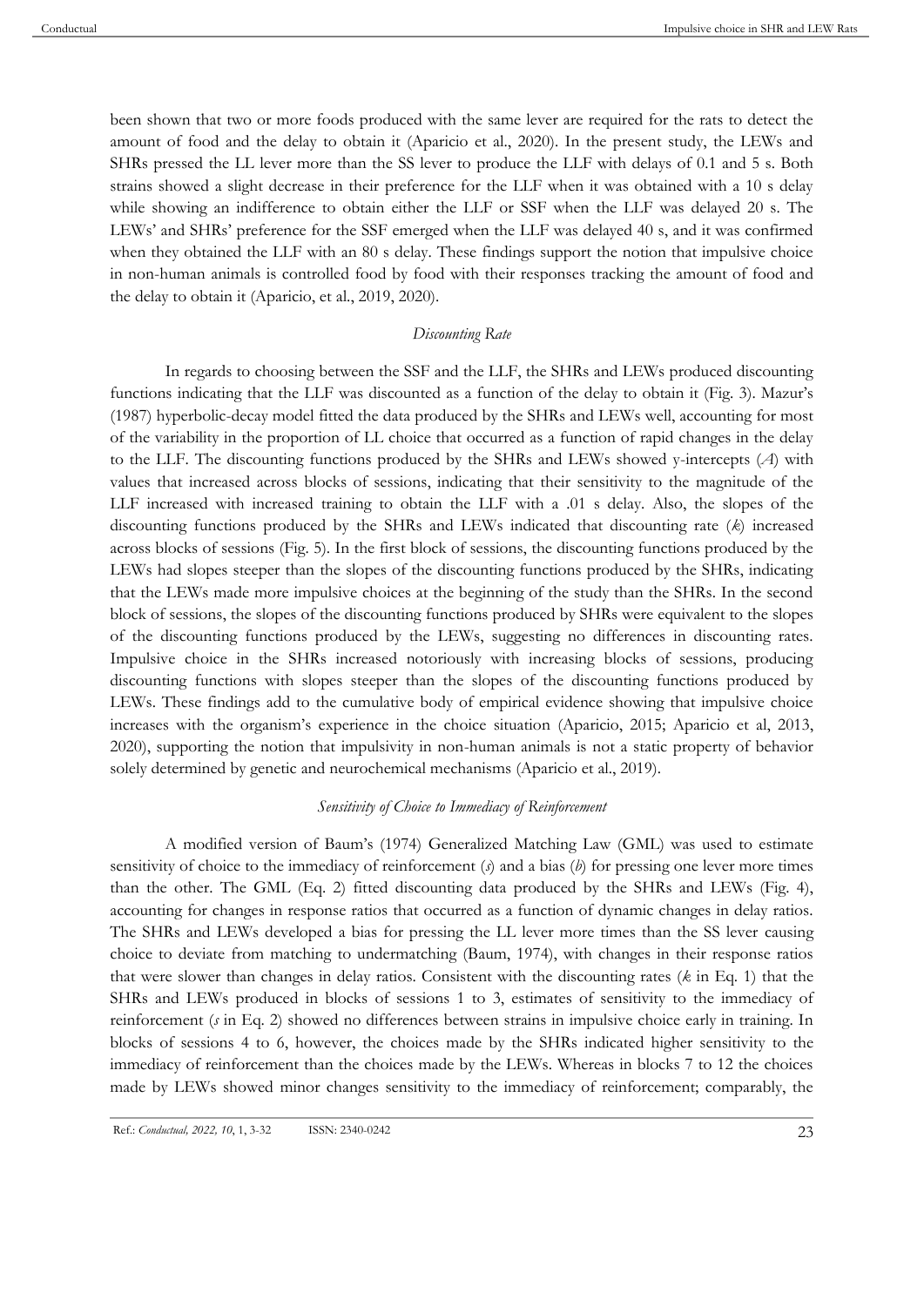been shown that two or more foods produced with the same lever are required for the rats to detect the amount of food and the delay to obtain it (Aparicio et al., 2020). In the present study, the LEWs and SHRs pressed the LL lever more than the SS lever to produce the LLF with delays of 0.1 and 5 s. Both strains showed a slight decrease in their preference for the LLF when it was obtained with a 10 s delay while showing an indifference to obtain either the LLF or SSF when the LLF was delayed 20 s. The LEWs' and SHRs' preference for the SSF emerged when the LLF was delayed 40 s, and it was confirmed when they obtained the LLF with an 80 s delay. These findings support the notion that impulsive choice in non-human animals is controlled food by food with their responses tracking the amount of food and the delay to obtain it (Aparicio, et al., 2019, 2020).

### *Discounting Rate*

In regards to choosing between the SSF and the LLF, the SHRs and LEWs produced discounting functions indicating that the LLF was discounted as a function of the delay to obtain it (Fig. 3). Mazur's (1987) hyperbolic-decay model fitted the data produced by the SHRs and LEWs well, accounting for most of the variability in the proportion of LL choice that occurred as a function of rapid changes in the delay to the LLF. The discounting functions produced by the SHRs and LEWs showed y-intercepts (*A*) with values that increased across blocks of sessions, indicating that their sensitivity to the magnitude of the LLF increased with increased training to obtain the LLF with a .01 s delay. Also, the slopes of the discounting functions produced by the SHRs and LEWs indicated that discounting rate (*k*) increased across blocks of sessions (Fig. 5). In the first block of sessions, the discounting functions produced by the LEWs had slopes steeper than the slopes of the discounting functions produced by the SHRs, indicating that the LEWs made more impulsive choices at the beginning of the study than the SHRs. In the second block of sessions, the slopes of the discounting functions produced by SHRs were equivalent to the slopes of the discounting functions produced by the LEWs, suggesting no differences in discounting rates. Impulsive choice in the SHRs increased notoriously with increasing blocks of sessions, producing discounting functions with slopes steeper than the slopes of the discounting functions produced by LEWs. These findings add to the cumulative body of empirical evidence showing that impulsive choice increases with the organism's experience in the choice situation (Aparicio, 2015; Aparicio et al, 2013, 2020), supporting the notion that impulsivity in non-human animals is not a static property of behavior solely determined by genetic and neurochemical mechanisms (Aparicio et al., 2019).

### *Sensitivity of Choice to Immediacy of Reinforcement*

A modified version of Baum's (1974) Generalized Matching Law (GML) was used to estimate sensitivity of choice to the immediacy of reinforcement (*s*) and a bias (*b*) for pressing one lever more times than the other. The GML (Eq. 2) fitted discounting data produced by the SHRs and LEWs (Fig. 4), accounting for changes in response ratios that occurred as a function of dynamic changes in delay ratios. The SHRs and LEWs developed a bias for pressing the LL lever more times than the SS lever causing choice to deviate from matching to undermatching (Baum, 1974), with changes in their response ratios that were slower than changes in delay ratios. Consistent with the discounting rates (*k* in Eq. 1) that the SHRs and LEWs produced in blocks of sessions 1 to 3, estimates of sensitivity to the immediacy of reinforcement (*s* in Eq. 2) showed no differences between strains in impulsive choice early in training. In blocks of sessions 4 to 6, however, the choices made by the SHRs indicated higher sensitivity to the immediacy of reinforcement than the choices made by the LEWs. Whereas in blocks 7 to 12 the choices made by LEWs showed minor changes sensitivity to the immediacy of reinforcement; comparably, the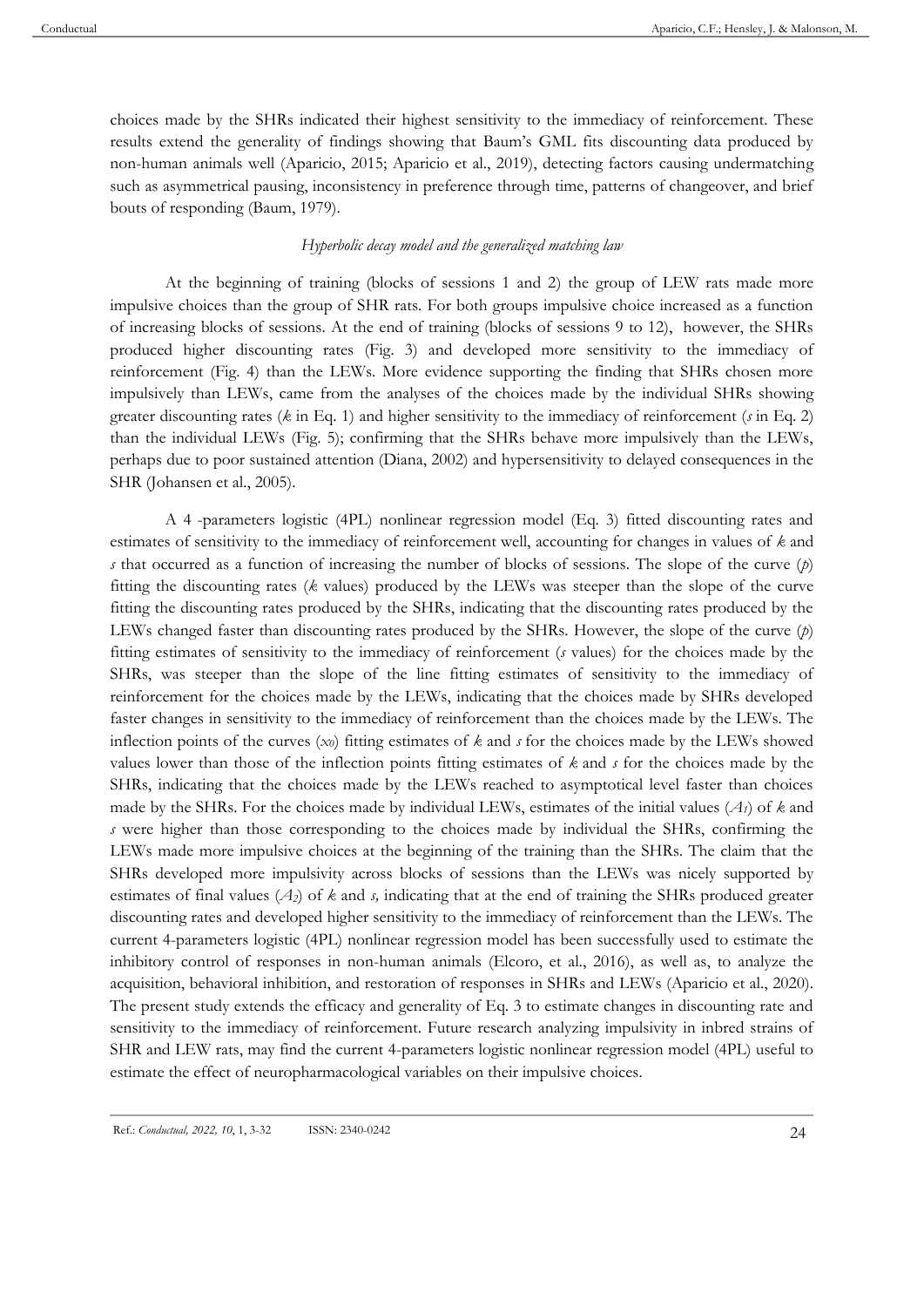choices made by the SHRs indicated their highest sensitivity to the immediacy of reinforcement. These results extend the generality of findings showing that Baum's GML fits discounting data produced by non-human animals well (Aparicio, 2015; Aparicio et al., 2019), detecting factors causing undermatching such as asymmetrical pausing, inconsistency in preference through time, patterns of changeover, and brief bouts of responding (Baum, 1979).

*Hyperbolic decay model and the generalized matching law*

At the beginning of training (blocks of sessions 1 and 2) the group of LEW rats made more impulsive choices than the group of SHR rats. For both groups impulsive choice increased as a function of increasing blocks of sessions. At the end of training (blocks of sessions 9 to 12), however, the SHRs produced higher discounting rates (Fig. 3) and developed more sensitivity to the immediacy of reinforcement (Fig. 4) than the LEWs. More evidence supporting the finding that SHRs chosen more impulsively than LEWs, came from the analyses of the choices made by the individual SHRs showing greater discounting rates ($k$ in Eq. 1) and higher sensitivity to the immediacy of reinforcement ($s$ in Eq. 2) than the individual LEWs (Fig. 5); confirming that the SHRs behave more impulsively than the LEWs, perhaps due to poor sustained attention (Diana, 2002) and hypersensitivity to delayed consequences in the SHR (Johansen et al., 2005).

A 4 -parameters logistic (4PL) nonlinear regression model (Eq. 3) fitted discounting rates and estimates of sensitivity to the immediacy of reinforcement well, accounting for changes in values of $k$ and $s$ that occurred as a function of increasing the number of blocks of sessions. The slope of the curve ($p$) fitting the discounting rates ($k$ values) produced by the LEWs was steeper than the slope of the curve fitting the discounting rates produced by the SHRs, indicating that the discounting rates produced by the LEWs changed faster than discounting rates produced by the SHRs. However, the slope of the curve ($p$) fitting estimates of sensitivity to the immediacy of reinforcement ($s$ values) for the choices made by the SHRs, was steeper than the slope of the line fitting estimates of sensitivity to the immediacy of reinforcement for the choices made by the LEWs, indicating that the choices made by SHRs developed faster changes in sensitivity to the immediacy of reinforcement than the choices made by the LEWs. The inflection points of the curves ($x_0$) fitting estimates of $k$ and $s$ for the choices made by the LEWs showed values lower than those of the inflection points fitting estimates of $k$ and $s$ for the choices made by the SHRs, indicating that the choices made by the LEWs reached to asymptotical level faster than choices made by the SHRs. For the choices made by individual LEWs, estimates of the initial values ($A_1$) of $k$ and $s$ were higher than those corresponding to the choices made by individual the SHRs, confirming the LEWs made more impulsive choices at the beginning of the training than the SHRs. The claim that the SHRs developed more impulsivity across blocks of sessions than the LEWs was nicely supported by estimates of final values ($A_2$) of $k$ and $s$, indicating that at the end of training the SHRs produced greater discounting rates and developed higher sensitivity to the immediacy of reinforcement than the LEWs. The current 4-parameters logistic (4PL) nonlinear regression model has been successfully used to estimate the inhibitory control of responses in non-human animals (Elcoro, et al., 2016), as well as, to analyze the acquisition, behavioral inhibition, and restoration of responses in SHRs and LEWs (Aparicio et al., 2020). The present study extends the efficacy and generality of Eq. 3 to estimate changes in discounting rate and sensitivity to the immediacy of reinforcement. Future research analyzing impulsivity in inbred strains of SHR and LEW rats, may find the current 4-parameters logistic nonlinear regression model (4PL) useful to estimate the effect of neuropharmacological variables on their impulsive choices.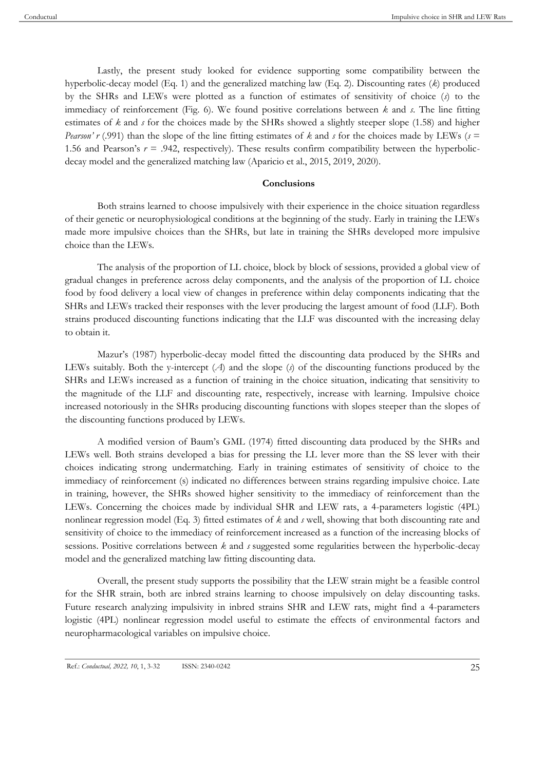Lastly, the present study looked for evidence supporting some compatibility between the hyperbolic-decay model (Eq. 1) and the generalized matching law (Eq. 2). Discounting rates ($k$) produced by the SHRs and LEWs were plotted as a function of estimates of sensitivity of choice ($s$) to the immediacy of reinforcement (Fig. 6). We found positive correlations between $k$ and $s$. The line fitting estimates of $k$ and $s$ for the choices made by the SHRs showed a slightly steeper slope (1.58) and higher *Pearson' r* (.991) than the slope of the line fitting estimates of $k$ and $s$ for the choices made by LEWs ($s$ = 1.56 and Pearson's $r$ = .942, respectively). These results confirm compatibility between the hyperbolic-decay model and the generalized matching law (Aparicio et al., 2015, 2019, 2020).

## Conclusions

Both strains learned to choose impulsively with their experience in the choice situation regardless of their genetic or neurophysiological conditions at the beginning of the study. Early in training the LEWs made more impulsive choices than the SHRs, but late in training the SHRs developed more impulsive choice than the LEWs.

The analysis of the proportion of LL choice, block by block of sessions, provided a global view of gradual changes in preference across delay components, and the analysis of the proportion of LL choice food by food delivery a local view of changes in preference within delay components indicating that the SHRs and LEWs tracked their responses with the lever producing the largest amount of food (LLF). Both strains produced discounting functions indicating that the LLF was discounted with the increasing delay to obtain it.

Mazur's (1987) hyperbolic-decay model fitted the discounting data produced by the SHRs and LEWs suitably. Both the y-intercept ($A$) and the slope ($s$) of the discounting functions produced by the SHRs and LEWs increased as a function of training in the choice situation, indicating that sensitivity to the magnitude of the LLF and discounting rate, respectively, increase with learning. Impulsive choice increased notoriously in the SHRs producing discounting functions with slopes steeper than the slopes of the discounting functions produced by LEWs.

A modified version of Baum's GML (1974) fitted discounting data produced by the SHRs and LEWs well. Both strains developed a bias for pressing the LL lever more than the SS lever with their choices indicating strong undermatching. Early in training estimates of sensitivity of choice to the immediacy of reinforcement (s) indicated no differences between strains regarding impulsive choice. Late in training, however, the SHRs showed higher sensitivity to the immediacy of reinforcement than the LEWs. Concerning the choices made by individual SHR and LEW rats, a 4-parameters logistic (4PL) nonlinear regression model (Eq. 3) fitted estimates of $k$ and $s$ well, showing that both discounting rate and sensitivity of choice to the immediacy of reinforcement increased as a function of the increasing blocks of sessions. Positive correlations between $k$ and $s$ suggested some regularities between the hyperbolic-decay model and the generalized matching law fitting discounting data.

Overall, the present study supports the possibility that the LEW strain might be a feasible control for the SHR strain, both are inbred strains learning to choose impulsively on delay discounting tasks. Future research analyzing impulsivity in inbred strains SHR and LEW rats, might find a 4-parameters logistic (4PL) nonlinear regression model useful to estimate the effects of environmental factors and neuropharmacological variables on impulsive choice.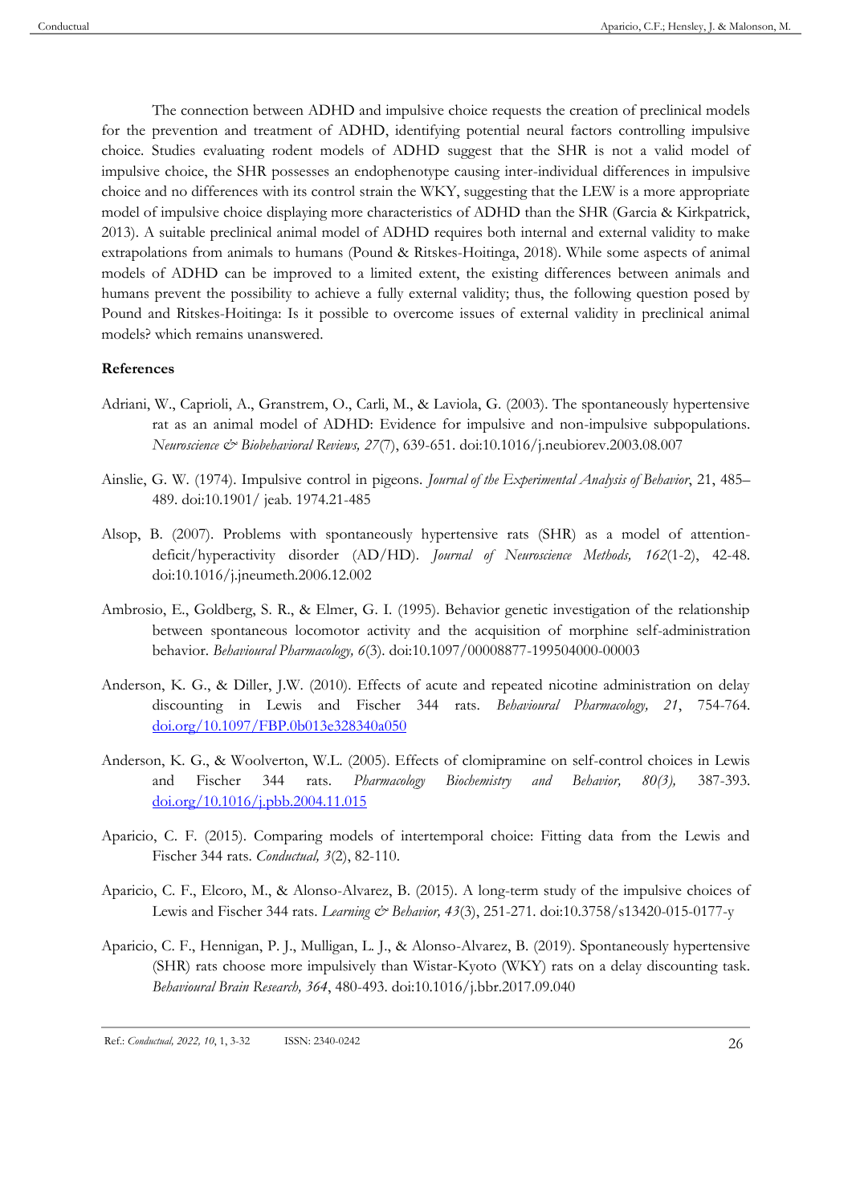The connection between ADHD and impulsive choice requests the creation of preclinical models for the prevention and treatment of ADHD, identifying potential neural factors controlling impulsive choice. Studies evaluating rodent models of ADHD suggest that the SHR is not a valid model of impulsive choice, the SHR possesses an endophenotype causing inter-individual differences in impulsive choice and no differences with its control strain the WKY, suggesting that the LEW is a more appropriate model of impulsive choice displaying more characteristics of ADHD than the SHR (Garcia & Kirkpatrick, 2013). A suitable preclinical animal model of ADHD requires both internal and external validity to make extrapolations from animals to humans (Pound & Ritskes-Hoitinga, 2018). While some aspects of animal models of ADHD can be improved to a limited extent, the existing differences between animals and humans prevent the possibility to achieve a fully external validity; thus, the following question posed by Pound and Ritskes-Hoitinga: Is it possible to overcome issues of external validity in preclinical animal models? which remains unanswered.

**References**

Adriani, W., Caprioli, A., Granstrem, O., Carli, M., & Laviola, G. (2003). The spontaneously hypertensive rat as an animal model of ADHD: Evidence for impulsive and non-impulsive subpopulations. *Neuroscience & Biobehavioral Reviews, 27*(7), 639-651. doi:10.1016/j.neubiorev.2003.08.007

Ainslie, G. W. (1974). Impulsive control in pigeons. *Journal of the Experimental Analysis of Behavior*, 21, 485–489. doi:10.1901/ jeab. 1974.21-485

Alsop, B. (2007). Problems with spontaneously hypertensive rats (SHR) as a model of attention-deficit/hyperactivity disorder (AD/HD). *Journal of Neuroscience Methods, 162*(1-2), 42-48. doi:10.1016/j.jneumeth.2006.12.002

Ambrosio, E., Goldberg, S. R., & Elmer, G. I. (1995). Behavior genetic investigation of the relationship between spontaneous locomotor activity and the acquisition of morphine self-administration behavior. *Behavioural Pharmacology, 6*(3). doi:10.1097/00008877-199504000-00003

Anderson, K. G., & Diller, J.W. (2010). Effects of acute and repeated nicotine administration on delay discounting in Lewis and Fischer 344 rats. *Behavioural Pharmacology, 21*, 754-764. doi.org/10.1097/FBP.0b013e328340a050

Anderson, K. G., & Woolverton, W.L. (2005). Effects of clomipramine on self-control choices in Lewis and Fischer 344 rats. *Pharmacology Biochemistry and Behavior, 80(3),* 387-393. doi.org/10.1016/j.pbb.2004.11.015

Aparicio, C. F. (2015). Comparing models of intertemporal choice: Fitting data from the Lewis and Fischer 344 rats. *Conductual, 3*(2), 82-110.

Aparicio, C. F., Elcoro, M., & Alonso-Alvarez, B. (2015). A long-term study of the impulsive choices of Lewis and Fischer 344 rats. *Learning & Behavior, 43*(3), 251-271. doi:10.3758/s13420-015-0177-y

Aparicio, C. F., Hennigan, P. J., Mulligan, L. J., & Alonso-Alvarez, B. (2019). Spontaneously hypertensive (SHR) rats choose more impulsively than Wistar-Kyoto (WKY) rats on a delay discounting task. *Behavioural Brain Research, 364*, 480-493. doi:10.1016/j.bbr.2017.09.040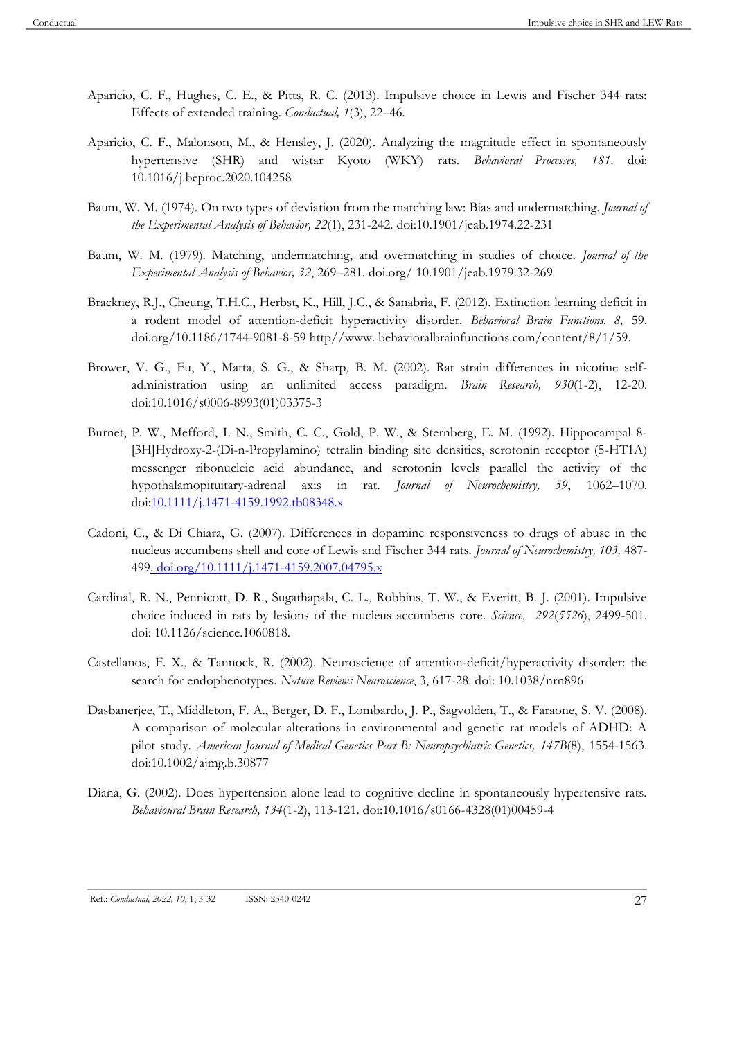Aparicio, C. F., Hughes, C. E., & Pitts, R. C. (2013). Impulsive choice in Lewis and Fischer 344 rats: Effects of extended training. *Conductual, 1*(3), 22–46.

Aparicio, C. F., Malonson, M., & Hensley, J. (2020). Analyzing the magnitude effect in spontaneously hypertensive (SHR) and wistar Kyoto (WKY) rats. *Behavioral Processes, 181*. doi: 10.1016/j.beproc.2020.104258

Baum, W. M. (1974). On two types of deviation from the matching law: Bias and undermatching. *Journal of the Experimental Analysis of Behavior, 22*(1), 231-242. doi:10.1901/jeab.1974.22-231

Baum, W. M. (1979). Matching, undermatching, and overmatching in studies of choice. *Journal of the Experimental Analysis of Behavior, 32*, 269–281. doi.org/ 10.1901/jeab.1979.32-269

Brackney, R.J., Cheung, T.H.C., Herbst, K., Hill, J.C., & Sanabria, F. (2012). Extinction learning deficit in a rodent model of attention-deficit hyperactivity disorder. *Behavioral Brain Functions. 8,* 59. doi.org/10.1186/1744-9081-8-59 http//www. behavioralbrainfunctions.com/content/8/1/59.

Brower, V. G., Fu, Y., Matta, S. G., & Sharp, B. M. (2002). Rat strain differences in nicotine self-administration using an unlimited access paradigm. *Brain Research, 930*(1-2), 12-20. doi:10.1016/s0006-8993(01)03375-3

Burnet, P. W., Mefford, I. N., Smith, C. C., Gold, P. W., & Sternberg, E. M. (1992). Hippocampal 8-[3H]Hydroxy-2-(Di-n-Propylamino) tetralin binding site densities, serotonin receptor (5-HT1A) messenger ribonucleic acid abundance, and serotonin levels parallel the activity of the hypothalamopituitary-adrenal axis in rat. *Journal of Neurochemistry, 59*, 1062–1070. doi:10.1111/j.1471-4159.1992.tb08348.x

Cadoni, C., & Di Chiara, G. (2007). Differences in dopamine responsiveness to drugs of abuse in the nucleus accumbens shell and core of Lewis and Fischer 344 rats. *Journal of Neurochemistry, 103,* 487-499. doi.org/10.1111/j.1471-4159.2007.04795.x

Cardinal, R. N., Pennicott, D. R., Sugathapala, C. L., Robbins, T. W., & Everitt, B. J. (2001). Impulsive choice induced in rats by lesions of the nucleus accumbens core. *Science*, *292*(*5526*), 2499-501. doi: 10.1126/science.1060818.

Castellanos, F. X., & Tannock, R. (2002). Neuroscience of attention-deficit/hyperactivity disorder: the search for endophenotypes. *Nature Reviews Neuroscience*, 3, 617-28. doi: 10.1038/nrn896

Dasbanerjee, T., Middleton, F. A., Berger, D. F., Lombardo, J. P., Sagvolden, T., & Faraone, S. V. (2008). A comparison of molecular alterations in environmental and genetic rat models of ADHD: A pilot study. *American Journal of Medical Genetics Part B: Neuropsychiatric Genetics, 147B*(8), 1554-1563. doi:10.1002/ajmg.b.30877

Diana, G. (2002). Does hypertension alone lead to cognitive decline in spontaneously hypertensive rats. *Behavioural Brain Research, 134*(1-2), 113-121. doi:10.1016/s0166-4328(01)00459-4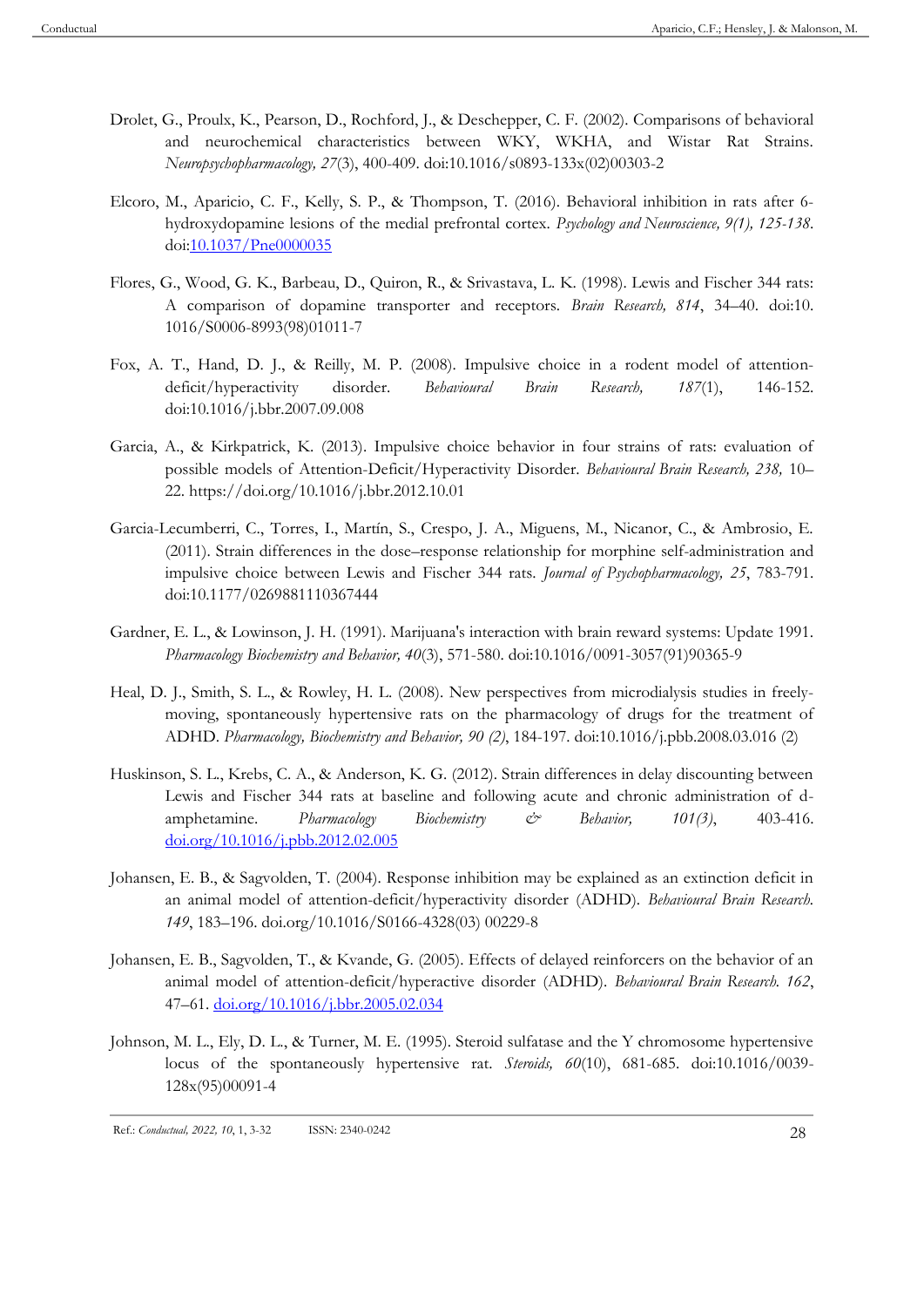Drolet, G., Proulx, K., Pearson, D., Rochford, J., & Deschepper, C. F. (2002). Comparisons of behavioral and neurochemical characteristics between WKY, WKHA, and Wistar Rat Strains. *Neuropsychopharmacology, 27*(3), 400-409. doi:10.1016/s0893-133x(02)00303-2

Elcoro, M., Aparicio, C. F., Kelly, S. P., & Thompson, T. (2016). Behavioral inhibition in rats after 6-hydroxydopamine lesions of the medial prefrontal cortex. *Psychology and Neuroscience, 9(1), 125-138.* doi:10.1037/Pne0000035

Flores, G., Wood, G. K., Barbeau, D., Quiron, R., & Srivastava, L. K. (1998). Lewis and Fischer 344 rats: A comparison of dopamine transporter and receptors. *Brain Research, 814*, 34–40. doi:10. 1016/S0006-8993(98)01011-7

Fox, A. T., Hand, D. J., & Reilly, M. P. (2008). Impulsive choice in a rodent model of attention-deficit/hyperactivity disorder. *Behavioural Brain Research, 187*(1), 146-152. doi:10.1016/j.bbr.2007.09.008

Garcia, A., & Kirkpatrick, K. (2013). Impulsive choice behavior in four strains of rats: evaluation of possible models of Attention-Deficit/Hyperactivity Disorder. *Behavioural Brain Research, 238,* 10–22. https://doi.org/10.1016/j.bbr.2012.10.01

Garcia-Lecumberri, C., Torres, I., Martín, S., Crespo, J. A., Miguens, M., Nicanor, C., & Ambrosio, E. (2011). Strain differences in the dose–response relationship for morphine self-administration and impulsive choice between Lewis and Fischer 344 rats. *Journal of Psychopharmacology, 25*, 783-791. doi:10.1177/0269881110367444

Gardner, E. L., & Lowinson, J. H. (1991). Marijuana's interaction with brain reward systems: Update 1991. *Pharmacology Biochemistry and Behavior, 40*(3), 571-580. doi:10.1016/0091-3057(91)90365-9

Heal, D. J., Smith, S. L., & Rowley, H. L. (2008). New perspectives from microdialysis studies in freely-moving, spontaneously hypertensive rats on the pharmacology of drugs for the treatment of ADHD. *Pharmacology, Biochemistry and Behavior, 90 (2)*, 184-197. doi:10.1016/j.pbb.2008.03.016 (2)

Huskinson, S. L., Krebs, C. A., & Anderson, K. G. (2012). Strain differences in delay discounting between Lewis and Fischer 344 rats at baseline and following acute and chronic administration of d-amphetamine. *Pharmacology Biochemistry & Behavior, 101(3)*, 403-416. doi.org/10.1016/j.pbb.2012.02.005

Johansen, E. B., & Sagvolden, T. (2004). Response inhibition may be explained as an extinction deficit in an animal model of attention-deficit/hyperactivity disorder (ADHD). *Behavioural Brain Research. 149*, 183–196. doi.org/10.1016/S0166-4328(03) 00229-8

Johansen, E. B., Sagvolden, T., & Kvande, G. (2005). Effects of delayed reinforcers on the behavior of an animal model of attention-deficit/hyperactive disorder (ADHD). *Behavioural Brain Research. 162*, 47–61. doi.org/10.1016/j.bbr.2005.02.034

Johnson, M. L., Ely, D. L., & Turner, M. E. (1995). Steroid sulfatase and the Y chromosome hypertensive locus of the spontaneously hypertensive rat. *Steroids, 60*(10), 681-685. doi:10.1016/0039-128x(95)00091-4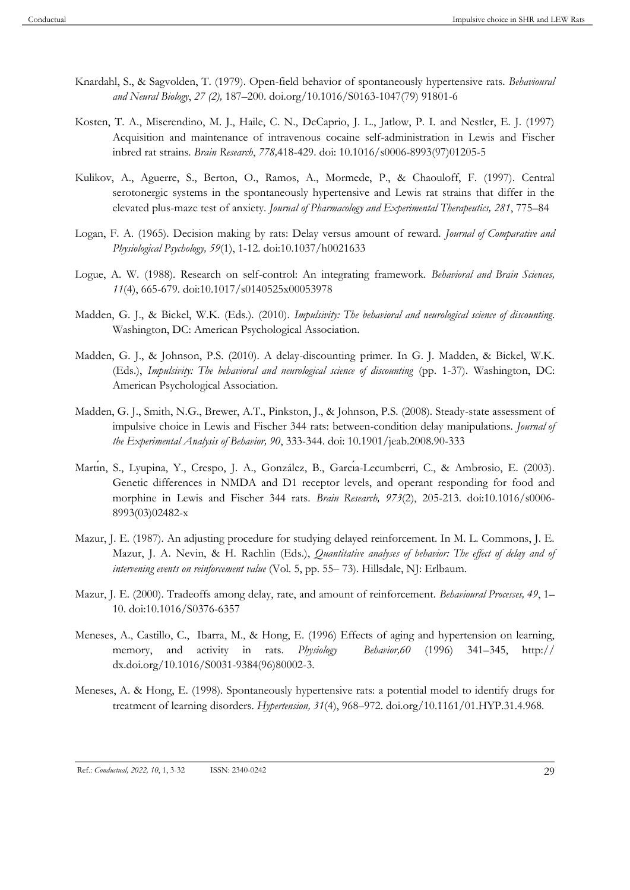Knardahl, S., & Sagvolden, T. (1979). Open-field behavior of spontaneously hypertensive rats. *Behavioural and Neural Biology*, *27 (2),* 187–200. doi.org/10.1016/S0163-1047(79) 91801-6

Kosten, T. A., Miserendino, M. J., Haile, C. N., DeCaprio, J. L., Jatlow, P. I. and Nestler, E. J. (1997) Acquisition and maintenance of intravenous cocaine self-administration in Lewis and Fischer inbred rat strains. *Brain Research*, *778*,418-429. doi: 10.1016/s0006-8993(97)01205-5

Kulikov, A., Aguerre, S., Berton, O., Ramos, A., Mormede, P., & Chaouloff, F. (1997). Central serotonergic systems in the spontaneously hypertensive and Lewis rat strains that differ in the elevated plus-maze test of anxiety. *Journal of Pharmacology and Experimental Therapeutics, 281*, 775–84

Logan, F. A. (1965). Decision making by rats: Delay versus amount of reward. *Journal of Comparative and Physiological Psychology, 59*(1), 1-12. doi:10.1037/h0021633

Logue, A. W. (1988). Research on self-control: An integrating framework. *Behavioral and Brain Sciences, 11*(4), 665-679. doi:10.1017/s0140525x00053978

Madden, G. J., & Bickel, W.K. (Eds.). (2010). *Impulsivity: The behavioral and neurological science of discounting.* Washington, DC: American Psychological Association.

Madden, G. J., & Johnson, P.S. (2010). A delay-discounting primer. In G. J. Madden, & Bickel, W.K. (Eds.), *Impulsivity: The behavioral and neurological science of discounting* (pp. 1-37). Washington, DC: American Psychological Association.

Madden, G. J., Smith, N.G., Brewer, A.T., Pinkston, J., & Johnson, P.S. (2008). Steady-state assessment of impulsive choice in Lewis and Fischer 344 rats: between-condition delay manipulations. *Journal of the Experimental Analysis of Behavior, 90*, 333-344. doi: 10.1901/jeab.2008.90-333

Martín, S., Lyupina, Y., Crespo, J. A., González, B., García-Lecumberri, C., & Ambrosio, E. (2003). Genetic differences in NMDA and D1 receptor levels, and operant responding for food and morphine in Lewis and Fischer 344 rats. *Brain Research, 973*(2), 205-213. doi:10.1016/s0006-8993(03)02482-x

Mazur, J. E. (1987). An adjusting procedure for studying delayed reinforcement. In M. L. Commons, J. E. Mazur, J. A. Nevin, & H. Rachlin (Eds.), *Quantitative analyses of behavior: The effect of delay and of intervening events on reinforcement value* (Vol. 5, pp. 55– 73). Hillsdale, NJ: Erlbaum.

Mazur, J. E. (2000). Tradeoffs among delay, rate, and amount of reinforcement. *Behavioural Processes, 49*, 1–10. doi:10.1016/S0376-6357

Meneses, A., Castillo, C., Ibarra, M., & Hong, E. (1996) Effects of aging and hypertension on learning, memory, and activity in rats. *Physiology Behavior,60* (1996) 341–345, http:// dx.doi.org/10.1016/S0031-9384(96)80002-3.

Meneses, A. & Hong, E. (1998). Spontaneously hypertensive rats: a potential model to identify drugs for treatment of learning disorders. *Hypertension, 31*(4), 968–972. doi.org/10.1161/01.HYP.31.4.968.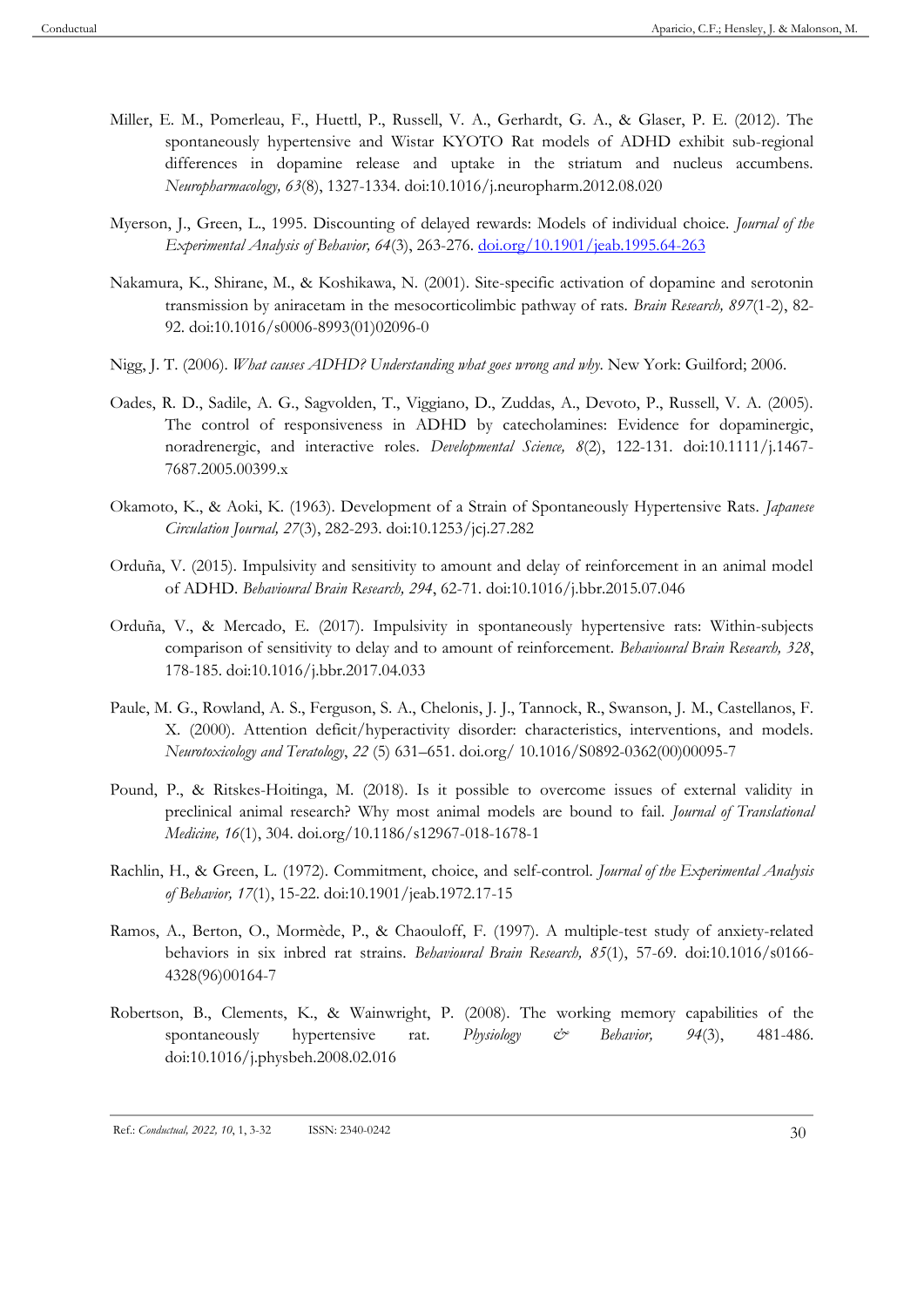Miller, E. M., Pomerleau, F., Huettl, P., Russell, V. A., Gerhardt, G. A., & Glaser, P. E. (2012). The spontaneously hypertensive and Wistar KYOTO Rat models of ADHD exhibit sub-regional differences in dopamine release and uptake in the striatum and nucleus accumbens. *Neuropharmacology, 63*(8), 1327-1334. doi:10.1016/j.neuropharm.2012.08.020

Myerson, J., Green, L., 1995. Discounting of delayed rewards: Models of individual choice. *Journal of the Experimental Analysis of Behavior, 64*(3), 263-276. doi.org/10.1901/jeab.1995.64-263

Nakamura, K., Shirane, M., & Koshikawa, N. (2001). Site-specific activation of dopamine and serotonin transmission by aniracetam in the mesocorticolimbic pathway of rats. *Brain Research, 897*(1-2), 82-92. doi:10.1016/s0006-8993(01)02096-0

Nigg, J. T. (2006). *What causes ADHD? Understanding what goes wrong and why*. New York: Guilford; 2006.

Oades, R. D., Sadile, A. G., Sagvolden, T., Viggiano, D., Zuddas, A., Devoto, P., Russell, V. A. (2005). The control of responsiveness in ADHD by catecholamines: Evidence for dopaminergic, noradrenergic, and interactive roles. *Developmental Science, 8*(2), 122-131. doi:10.1111/j.1467-7687.2005.00399.x

Okamoto, K., & Aoki, K. (1963). Development of a Strain of Spontaneously Hypertensive Rats. *Japanese Circulation Journal, 27*(3), 282-293. doi:10.1253/jcj.27.282

Orduña, V. (2015). Impulsivity and sensitivity to amount and delay of reinforcement in an animal model of ADHD. *Behavioural Brain Research, 294*, 62-71. doi:10.1016/j.bbr.2015.07.046

Orduña, V., & Mercado, E. (2017). Impulsivity in spontaneously hypertensive rats: Within-subjects comparison of sensitivity to delay and to amount of reinforcement. *Behavioural Brain Research, 328*, 178-185. doi:10.1016/j.bbr.2017.04.033

Paule, M. G., Rowland, A. S., Ferguson, S. A., Chelonis, J. J., Tannock, R., Swanson, J. M., Castellanos, F. X. (2000). Attention deficit/hyperactivity disorder: characteristics, interventions, and models. *Neurotoxicology and Teratology*, *22* (5) 631–651. doi.org/ 10.1016/S0892-0362(00)00095-7

Pound, P., & Ritskes-Hoitinga, M. (2018). Is it possible to overcome issues of external validity in preclinical animal research? Why most animal models are bound to fail. *Journal of Translational Medicine, 16*(1), 304. doi.org/10.1186/s12967-018-1678-1

Rachlin, H., & Green, L. (1972). Commitment, choice, and self-control. *Journal of the Experimental Analysis of Behavior, 17*(1), 15-22. doi:10.1901/jeab.1972.17-15

Ramos, A., Berton, O., Mormède, P., & Chaouloff, F. (1997). A multiple-test study of anxiety-related behaviors in six inbred rat strains. *Behavioural Brain Research, 85*(1), 57-69. doi:10.1016/s0166-4328(96)00164-7

Robertson, B., Clements, K., & Wainwright, P. (2008). The working memory capabilities of the spontaneously hypertensive rat. *Physiology & Behavior, 94*(3), 481-486. doi:10.1016/j.physbeh.2008.02.016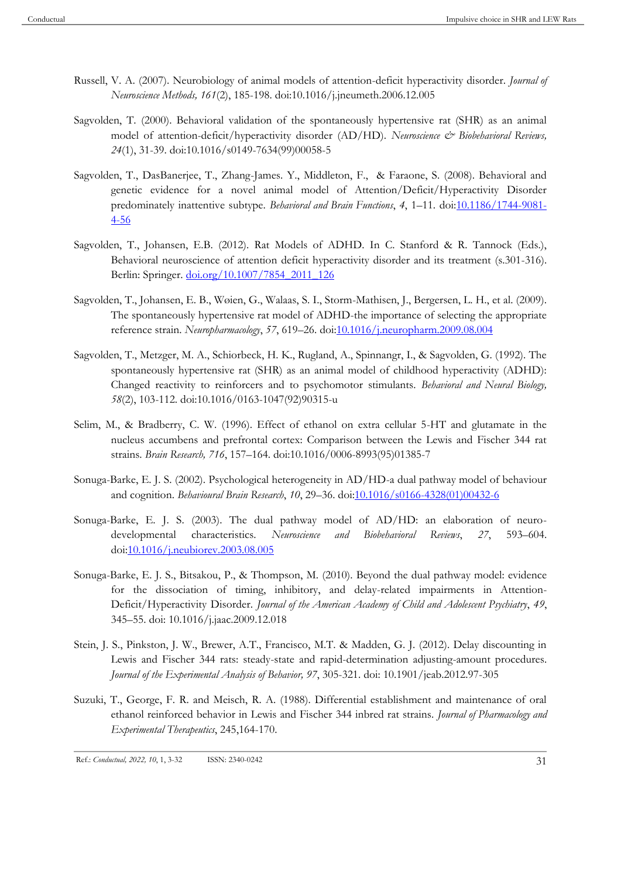Russell, V. A. (2007). Neurobiology of animal models of attention-deficit hyperactivity disorder. *Journal of Neuroscience Methods, 161*(2), 185-198. doi:10.1016/j.jneumeth.2006.12.005

Sagvolden, T. (2000). Behavioral validation of the spontaneously hypertensive rat (SHR) as an animal model of attention-deficit/hyperactivity disorder (AD/HD). *Neuroscience & Biobehavioral Reviews, 24*(1), 31-39. doi:10.1016/s0149-7634(99)00058-5

Sagvolden, T., DasBanerjee, T., Zhang-James. Y., Middleton, F., & Faraone, S. (2008). Behavioral and genetic evidence for a novel animal model of Attention/Deficit/Hyperactivity Disorder predominately inattentive subtype. *Behavioral and Brain Functions*, *4*, 1–11. doi:10.1186/1744-9081-4-56

Sagvolden, T., Johansen, E.B. (2012). Rat Models of ADHD. In C. Stanford & R. Tannock (Eds.), Behavioral neuroscience of attention deficit hyperactivity disorder and its treatment (s.301-316). Berlin: Springer. doi.org/10.1007/7854_2011_126

Sagvolden, T., Johansen, E. B., Wøien, G., Walaas, S. I., Storm-Mathisen, J., Bergersen, L. H., et al. (2009). The spontaneously hypertensive rat model of ADHD-the importance of selecting the appropriate reference strain. *Neuropharmacology*, *57*, 619–26. doi:10.1016/j.neuropharm.2009.08.004

Sagvolden, T., Metzger, M. A., Schiorbeck, H. K., Rugland, A., Spinnangr, I., & Sagvolden, G. (1992). The spontaneously hypertensive rat (SHR) as an animal model of childhood hyperactivity (ADHD): Changed reactivity to reinforcers and to psychomotor stimulants. *Behavioral and Neural Biology, 58*(2), 103-112. doi:10.1016/0163-1047(92)90315-u

Selim, M., & Bradberry, C. W. (1996). Effect of ethanol on extra cellular 5-HT and glutamate in the nucleus accumbens and prefrontal cortex: Comparison between the Lewis and Fischer 344 rat strains. *Brain Research, 716*, 157–164. doi:10.1016/0006-8993(95)01385-7

Sonuga-Barke, E. J. S. (2002). Psychological heterogeneity in AD/HD-a dual pathway model of behaviour and cognition. *Behavioural Brain Research*, *10*, 29–36. doi:10.1016/s0166-4328(01)00432-6

Sonuga-Barke, E. J. S. (2003). The dual pathway model of AD/HD: an elaboration of neuro-developmental characteristics. *Neuroscience and Biobehavioral Reviews*, *27*, 593–604. doi:10.1016/j.neubiorev.2003.08.005

Sonuga-Barke, E. J. S., Bitsakou, P., & Thompson, M. (2010). Beyond the dual pathway model: evidence for the dissociation of timing, inhibitory, and delay-related impairments in Attention-Deficit/Hyperactivity Disorder. *Journal of the American Academy of Child and Adolescent Psychiatry*, *49*, 345–55. doi: 10.1016/j.jaac.2009.12.018

Stein, J. S., Pinkston, J. W., Brewer, A.T., Francisco, M.T. & Madden, G. J. (2012). Delay discounting in Lewis and Fischer 344 rats: steady-state and rapid-determination adjusting-amount procedures. *Journal of the Experimental Analysis of Behavior, 97*, 305-321. doi: 10.1901/jeab.2012.97-305

Suzuki, T., George, F. R. and Meisch, R. A. (1988). Differential establishment and maintenance of oral ethanol reinforced behavior in Lewis and Fischer 344 inbred rat strains. *Journal of Pharmacology and Experimental Therapeutics*, 245,164-170.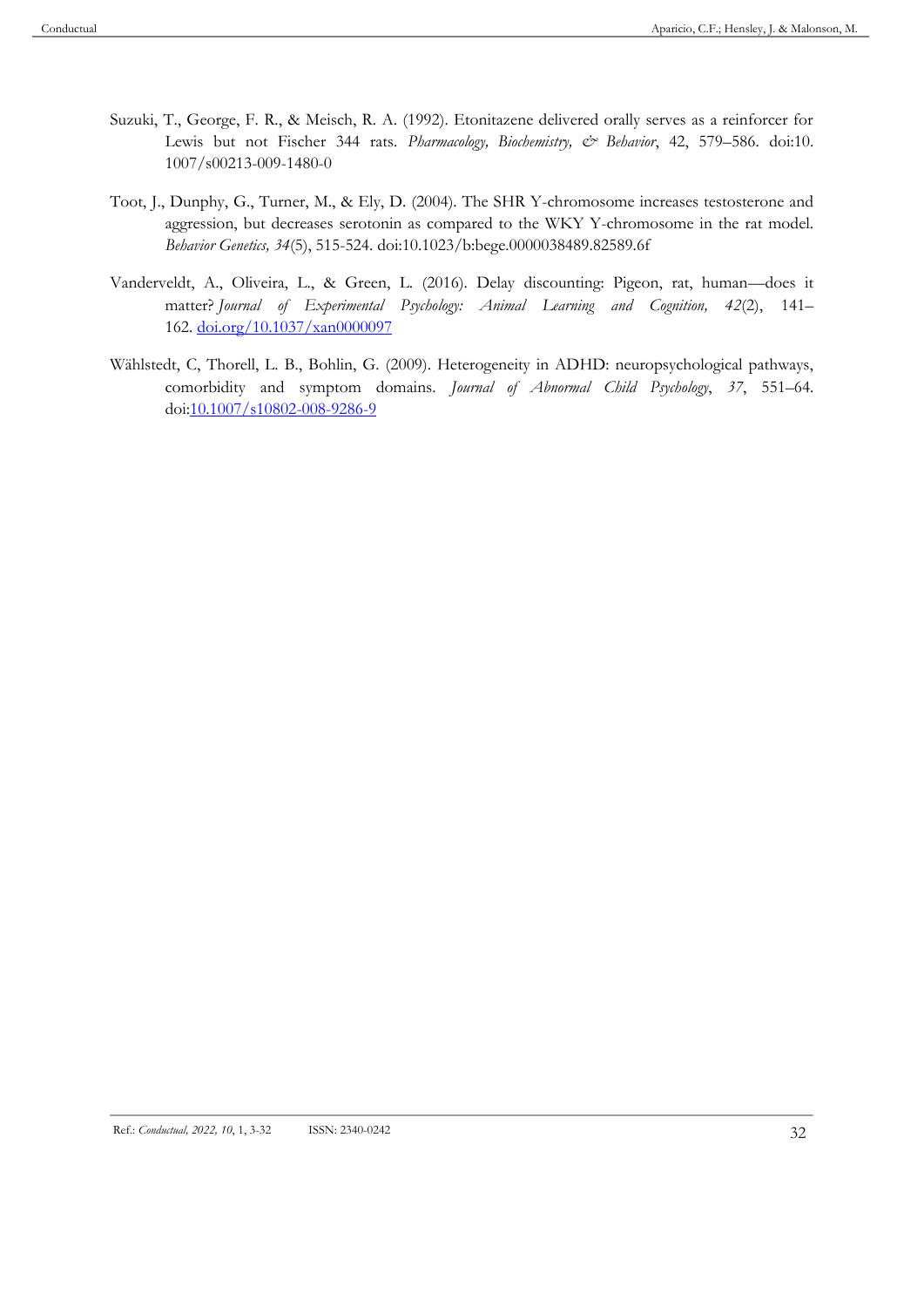Suzuki, T., George, F. R., & Meisch, R. A. (1992). Etonitazene delivered orally serves as a reinforcer for Lewis but not Fischer 344 rats. *Pharmacology, Biochemistry, & Behavior*, 42, 579–586. doi:10. 1007/s00213-009-1480-0

Toot, J., Dunphy, G., Turner, M., & Ely, D. (2004). The SHR Y-chromosome increases testosterone and aggression, but decreases serotonin as compared to the WKY Y-chromosome in the rat model. *Behavior Genetics, 34*(5), 515-524. doi:10.1023/b:bege.0000038489.82589.6f

Vanderveldt, A., Oliveira, L., & Green, L. (2016). Delay discounting: Pigeon, rat, human—does it matter? *Journal of Experimental Psychology: Animal Learning and Cognition, 42*(2), 141–162. doi.org/10.1037/xan0000097

Wählstedt, C, Thorell, L. B., Bohlin, G. (2009). Heterogeneity in ADHD: neuropsychological pathways, comorbidity and symptom domains. *Journal of Abnormal Child Psychology*, *37*, 551–64. doi:10.1007/s10802-008-9286-9